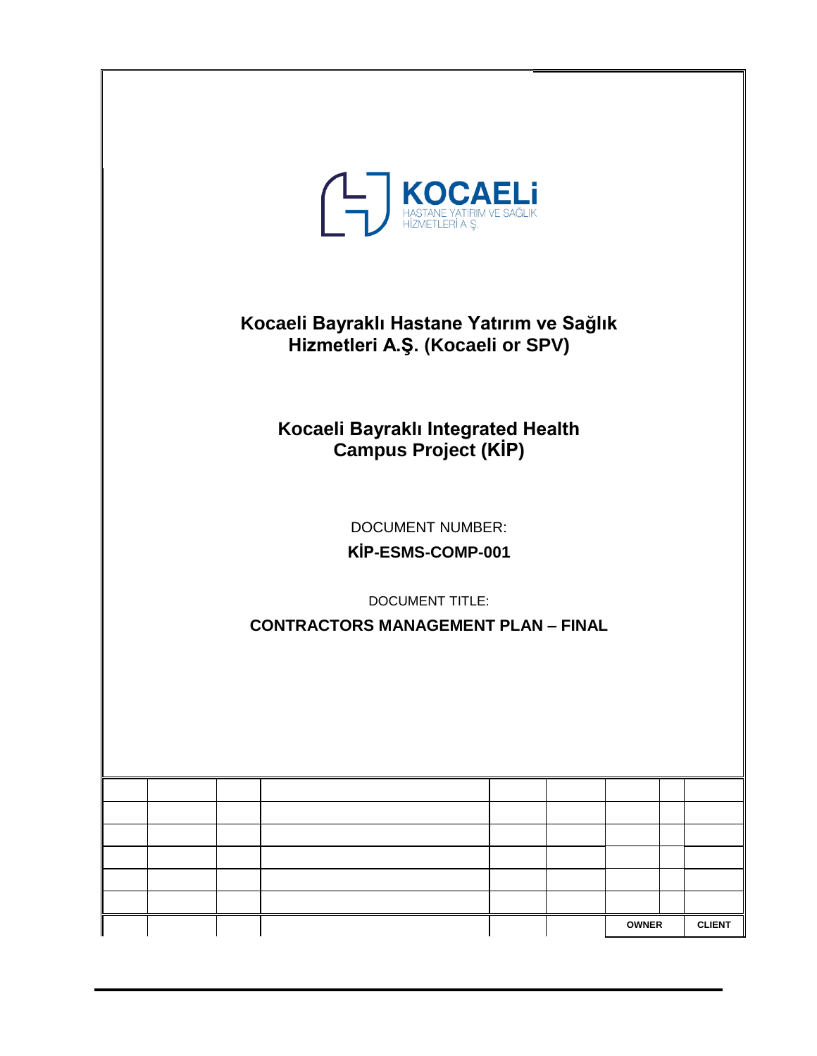KOCAELİ HASTANE YATIRIM VE SAĞLIK HİZMETLERİ A.Ş.

# Kocaeli Bayraklı Hastane Yatırım ve Sağlık Hizmetleri A.Ş. (Kocaeli or SPV)

## Kocaeli Bayraklı Integrated Health Campus Project (KİP)

DOCUMENT NUMBER:

**KİP-ESMS-COMP-001**

DOCUMENT TITLE:

**CONTRACTORS MANAGEMENT PLAN – FINAL**

| | | | | | | | | |
|---|---|---|---|---|---|---|---|---|
| | | | | | | | | |
| | | | | | | | | |
| | | | | | | | | |
| | | | | | | | | |
| | | | | | | | | |
| | | | | | | | | |
| | | | | | | **OWNER** | | **CLIENT** |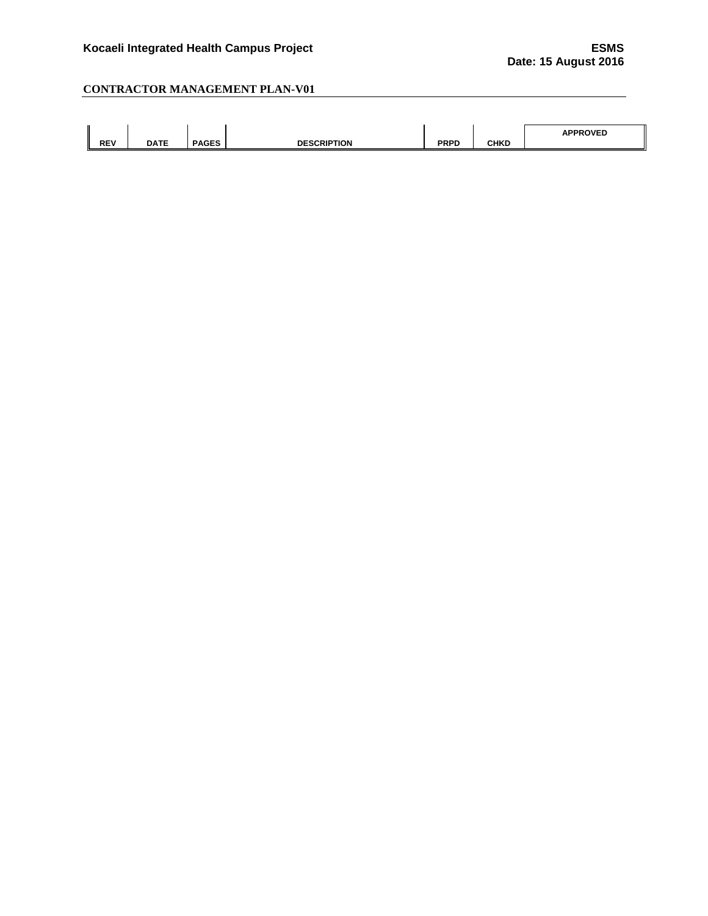## CONTRACTOR MANAGEMENT PLAN-V01

| REV | DATE | PAGES | DESCRIPTION | PRPD | CHKD | APPROVED |
| --- | --- | --- | --- | --- | --- | --- |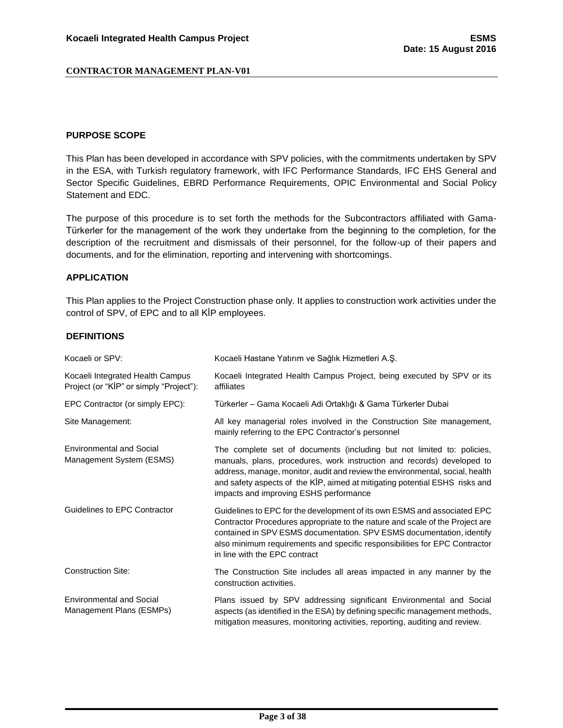## PURPOSE SCOPE

This Plan has been developed in accordance with SPV policies, with the commitments undertaken by SPV in the ESA, with Turkish regulatory framework, with IFC Performance Standards, IFC EHS General and Sector Specific Guidelines, EBRD Performance Requirements, OPIC Environmental and Social Policy Statement and EDC.

The purpose of this procedure is to set forth the methods for the Subcontractors affiliated with Gama-Türkerler for the management of the work they undertake from the beginning to the completion, for the description of the recruitment and dismissals of their personnel, for the follow-up of their papers and documents, and for the elimination, reporting and intervening with shortcomings.

## APPLICATION

This Plan applies to the Project Construction phase only. It applies to construction work activities under the control of SPV, of EPC and to all KİP employees.

## DEFINITIONS

| | |
|---|---|
| Kocaeli or SPV: | Kocaeli Hastane Yatırım ve Sağlık Hizmetleri A.Ş. |
| Kocaeli Integrated Health Campus Project (or "KİP" or simply "Project"): | Kocaeli Integrated Health Campus Project, being executed by SPV or its affiliates |
| EPC Contractor (or simply EPC): | Türkerler – Gama Kocaeli Adi Ortaklığı & Gama Türkerler Dubai |
| Site Management: | All key managerial roles involved in the Construction Site management, mainly referring to the EPC Contractor's personnel |
| Environmental and Social Management System (ESMS) | The complete set of documents (including but not limited to: policies, manuals, plans, procedures, work instruction and records) developed to address, manage, monitor, audit and review the environmental, social, health and safety aspects of the KİP, aimed at mitigating potential ESHS risks and impacts and improving ESHS performance |
| Guidelines to EPC Contractor | Guidelines to EPC for the development of its own ESMS and associated EPC Contractor Procedures appropriate to the nature and scale of the Project are contained in SPV ESMS documentation. SPV ESMS documentation, identify also minimum requirements and specific responsibilities for EPC Contractor in line with the EPC contract |
| Construction Site: | The Construction Site includes all areas impacted in any manner by the construction activities. |
| Environmental and Social Management Plans (ESMPs) | Plans issued by SPV addressing significant Environmental and Social aspects (as identified in the ESA) by defining specific management methods, mitigation measures, monitoring activities, reporting, auditing and review. |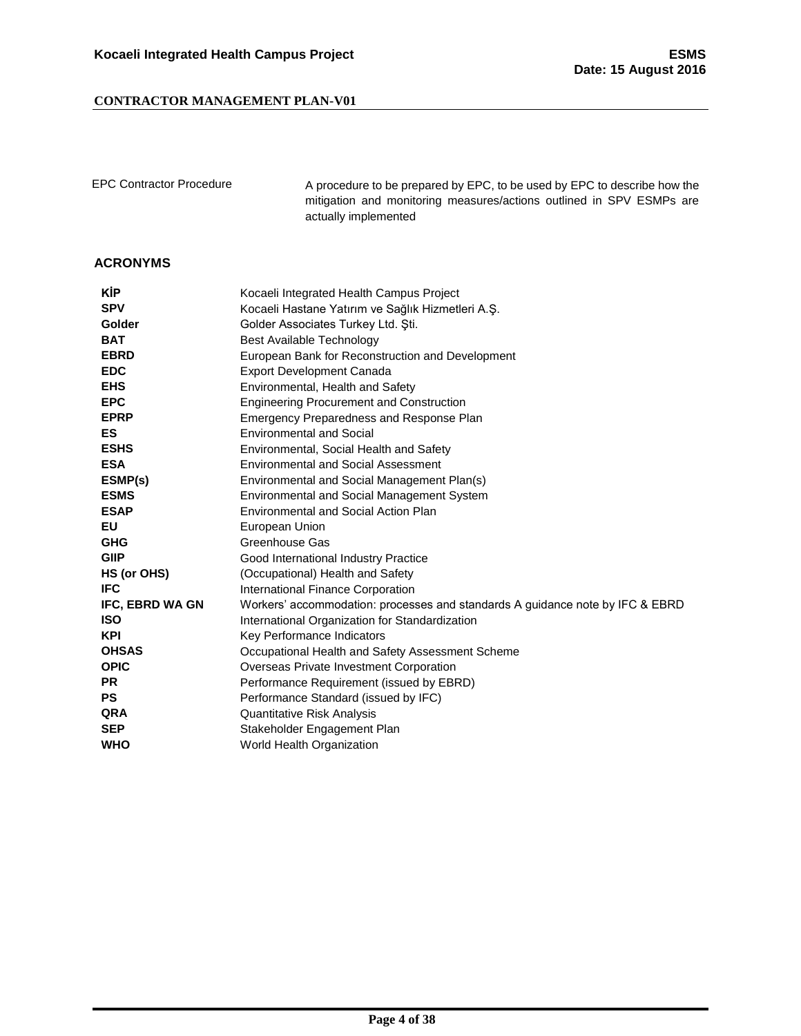| | |
|---|---|
| EPC Contractor Procedure | A procedure to be prepared by EPC, to be used by EPC to describe how the mitigation and monitoring measures/actions outlined in SPV ESMPs are actually implemented |

## ACRONYMS

| | |
|---|---|
| **KİP** | Kocaeli Integrated Health Campus Project |
| **SPV** | Kocaeli Hastane Yatırım ve Sağlık Hizmetleri A.Ş. |
| **Golder** | Golder Associates Turkey Ltd. Şti. |
| **BAT** | Best Available Technology |
| **EBRD** | European Bank for Reconstruction and Development |
| **EDC** | Export Development Canada |
| **EHS** | Environmental, Health and Safety |
| **EPC** | Engineering Procurement and Construction |
| **EPRP** | Emergency Preparedness and Response Plan |
| **ES** | Environmental and Social |
| **ESHS** | Environmental, Social Health and Safety |
| **ESA** | Environmental and Social Assessment |
| **ESMP(s)** | Environmental and Social Management Plan(s) |
| **ESMS** | Environmental and Social Management System |
| **ESAP** | Environmental and Social Action Plan |
| **EU** | European Union |
| **GHG** | Greenhouse Gas |
| **GIIP** | Good International Industry Practice |
| **HS (or OHS)** | (Occupational) Health and Safety |
| **IFC** | International Finance Corporation |
| **IFC, EBRD WA GN** | Workers' accommodation: processes and standards A guidance note by IFC & EBRD |
| **ISO** | International Organization for Standardization |
| **KPI** | Key Performance Indicators |
| **OHSAS** | Occupational Health and Safety Assessment Scheme |
| **OPIC** | Overseas Private Investment Corporation |
| **PR** | Performance Requirement (issued by EBRD) |
| **PS** | Performance Standard (issued by IFC) |
| **QRA** | Quantitative Risk Analysis |
| **SEP** | Stakeholder Engagement Plan |
| **WHO** | World Health Organization |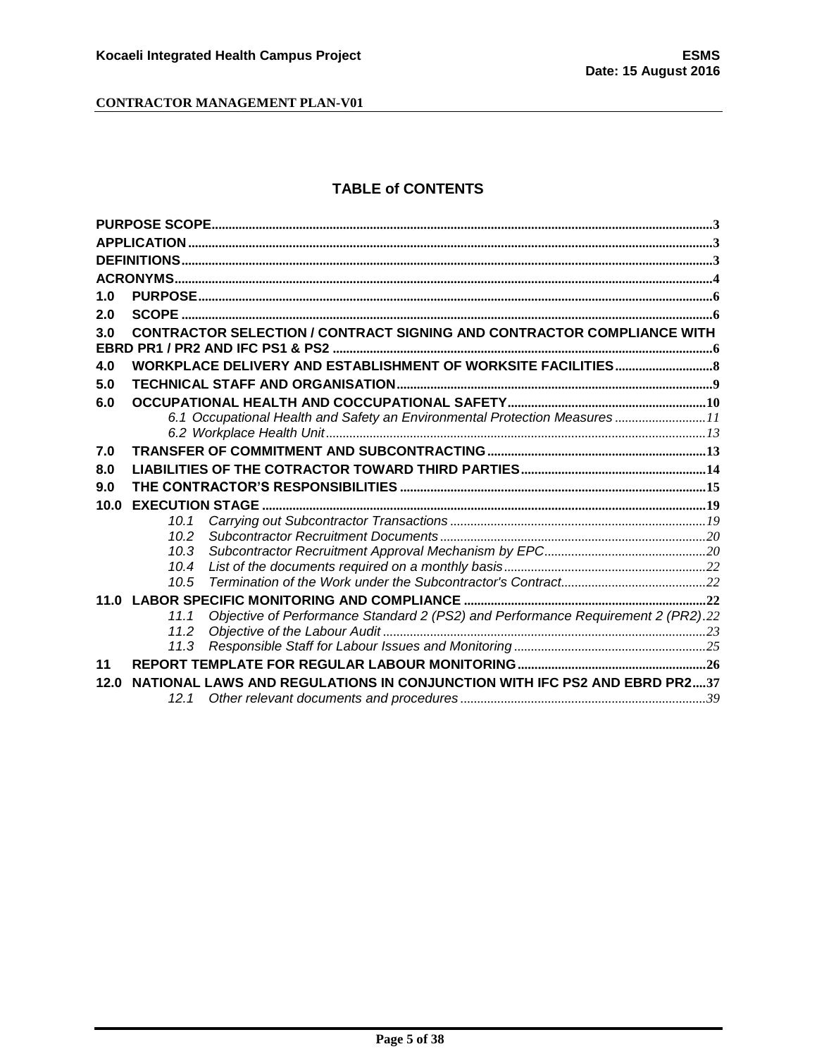**CONTRACTOR MANAGEMENT PLAN-V01**

## TABLE of CONTENTS

**PURPOSE SCOPE** ..... 3

**APPLICATION** ..... 3

**DEFINITIONS** ..... 3

**ACRONYMS** ..... 4

**1.0 PURPOSE** ..... 6

**2.0 SCOPE** ..... 6

**3.0 CONTRACTOR SELECTION / CONTRACT SIGNING AND CONTRACTOR COMPLIANCE WITH EBRD PR1 / PR2 AND IFC PS1 & PS2** ..... 6

**4.0 WORKPLACE DELIVERY AND ESTABLISHMENT OF WORKSITE FACILITIES** ..... 8

**5.0 TECHNICAL STAFF AND ORGANISATION** ..... 9

**6.0 OCCUPATIONAL HEALTH AND COCCUPATIONAL SAFETY** ..... 10

*6.1 Occupational Health and Safety an Environmental Protection Measures* ..... 11

*6.2 Workplace Health Unit* ..... 13

**7.0 TRANSFER OF COMMITMENT AND SUBCONTRACTING** ..... 13

**8.0 LIABILITIES OF THE COTRACTOR TOWARD THIRD PARTIES** ..... 14

**9.0 THE CONTRACTOR'S RESPONSIBILITIES** ..... 15

**10.0 EXECUTION STAGE** ..... 19

*10.1 Carrying out Subcontractor Transactions* ..... 19

*10.2 Subcontractor Recruitment Documents* ..... 20

*10.3 Subcontractor Recruitment Approval Mechanism by EPC* ..... 20

*10.4 List of the documents required on a monthly basis* ..... 22

*10.5 Termination of the Work under the Subcontractor's Contract* ..... 22

**11.0 LABOR SPECIFIC MONITORING AND COMPLIANCE** ..... 22

*11.1 Objective of Performance Standard 2 (PS2) and Performance Requirement 2 (PR2)* ..... 22

*11.2 Objective of the Labour Audit* ..... 23

*11.3 Responsible Staff for Labour Issues and Monitoring* ..... 25

**11 REPORT TEMPLATE FOR REGULAR LABOUR MONITORING** ..... 26

**12.0 NATIONAL LAWS AND REGULATIONS IN CONJUNCTION WITH IFC PS2 AND EBRD PR2** ..... 37

*12.1 Other relevant documents and procedures* ..... 39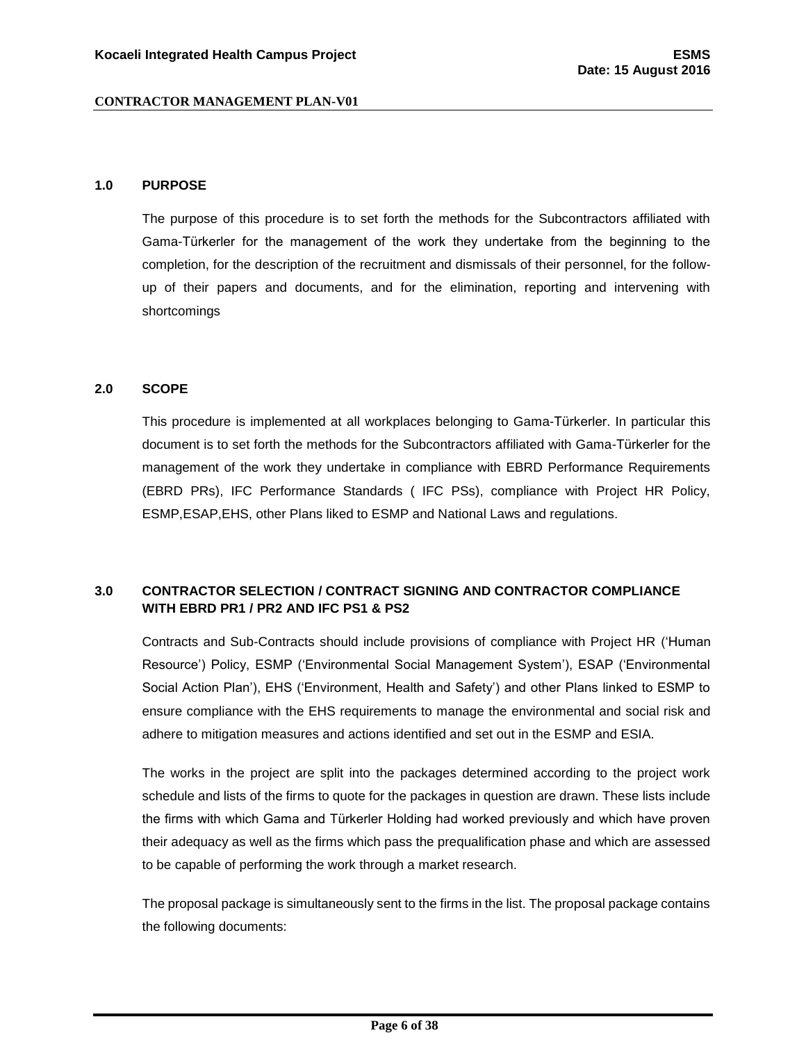## 1.0 PURPOSE

The purpose of this procedure is to set forth the methods for the Subcontractors affiliated with Gama-Türkerler for the management of the work they undertake from the beginning to the completion, for the description of the recruitment and dismissals of their personnel, for the follow-up of their papers and documents, and for the elimination, reporting and intervening with shortcomings

## 2.0 SCOPE

This procedure is implemented at all workplaces belonging to Gama-Türkerler. In particular this document is to set forth the methods for the Subcontractors affiliated with Gama-Türkerler for the management of the work they undertake in compliance with EBRD Performance Requirements (EBRD PRs), IFC Performance Standards ( IFC PSs), compliance with Project HR Policy, ESMP,ESAP,EHS, other Plans liked to ESMP and National Laws and regulations.

## 3.0 CONTRACTOR SELECTION / CONTRACT SIGNING AND CONTRACTOR COMPLIANCE WITH EBRD PR1 / PR2 AND IFC PS1 & PS2

Contracts and Sub-Contracts should include provisions of compliance with Project HR ('Human Resource') Policy, ESMP ('Environmental Social Management System'), ESAP ('Environmental Social Action Plan'), EHS ('Environment, Health and Safety') and other Plans linked to ESMP to ensure compliance with the EHS requirements to manage the environmental and social risk and adhere to mitigation measures and actions identified and set out in the ESMP and ESIA.

The works in the project are split into the packages determined according to the project work schedule and lists of the firms to quote for the packages in question are drawn. These lists include the firms with which Gama and Türkerler Holding had worked previously and which have proven their adequacy as well as the firms which pass the prequalification phase and which are assessed to be capable of performing the work through a market research.

The proposal package is simultaneously sent to the firms in the list. The proposal package contains the following documents: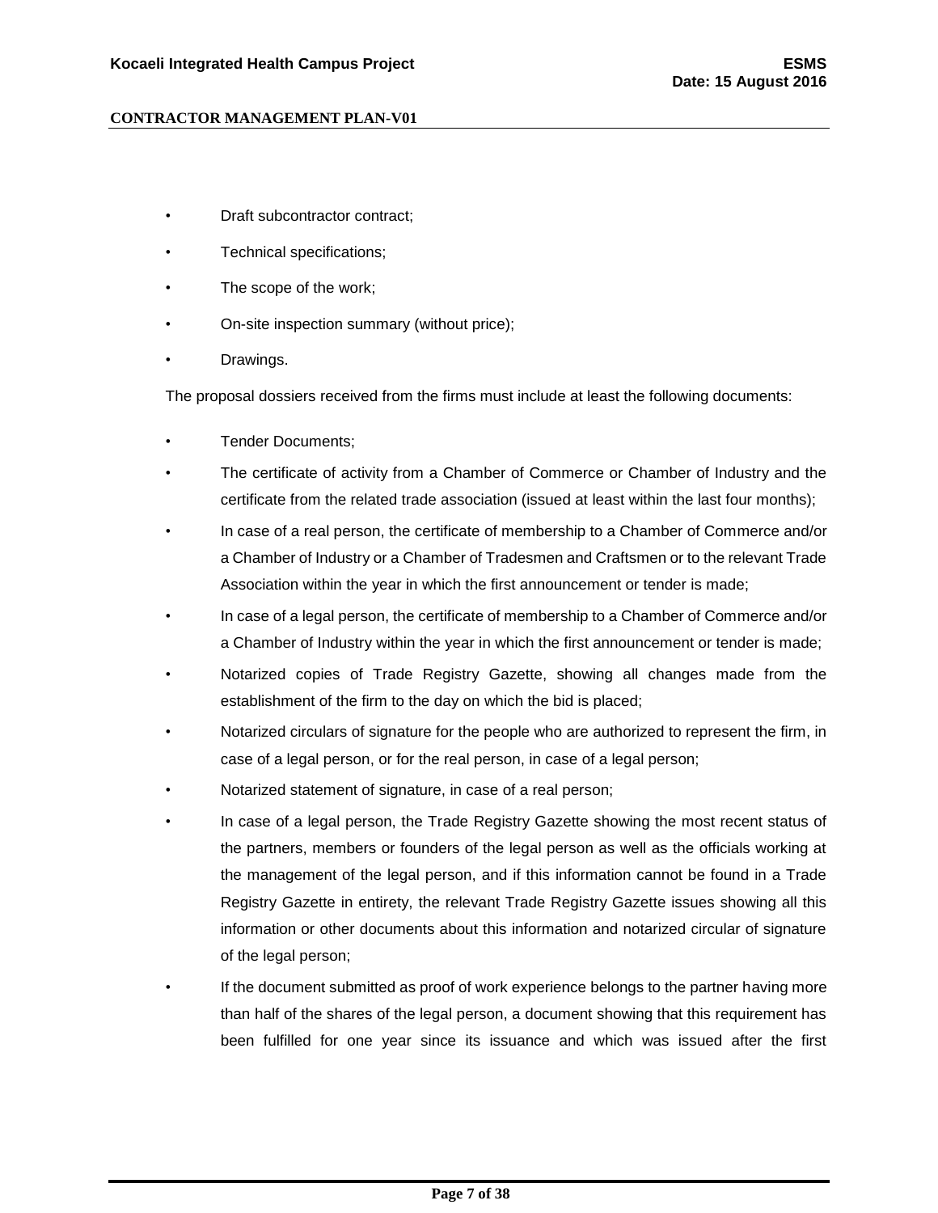- Draft subcontractor contract;
- Technical specifications;
- The scope of the work;
- On-site inspection summary (without price);
- Drawings.

The proposal dossiers received from the firms must include at least the following documents:

- Tender Documents;
- The certificate of activity from a Chamber of Commerce or Chamber of Industry and the certificate from the related trade association (issued at least within the last four months);
- In case of a real person, the certificate of membership to a Chamber of Commerce and/or a Chamber of Industry or a Chamber of Tradesmen and Craftsmen or to the relevant Trade Association within the year in which the first announcement or tender is made;
- In case of a legal person, the certificate of membership to a Chamber of Commerce and/or a Chamber of Industry within the year in which the first announcement or tender is made;
- Notarized copies of Trade Registry Gazette, showing all changes made from the establishment of the firm to the day on which the bid is placed;
- Notarized circulars of signature for the people who are authorized to represent the firm, in case of a legal person, or for the real person, in case of a legal person;
- Notarized statement of signature, in case of a real person;
- In case of a legal person, the Trade Registry Gazette showing the most recent status of the partners, members or founders of the legal person as well as the officials working at the management of the legal person, and if this information cannot be found in a Trade Registry Gazette in entirety, the relevant Trade Registry Gazette issues showing all this information or other documents about this information and notarized circular of signature of the legal person;
- If the document submitted as proof of work experience belongs to the partner having more than half of the shares of the legal person, a document showing that this requirement has been fulfilled for one year since its issuance and which was issued after the first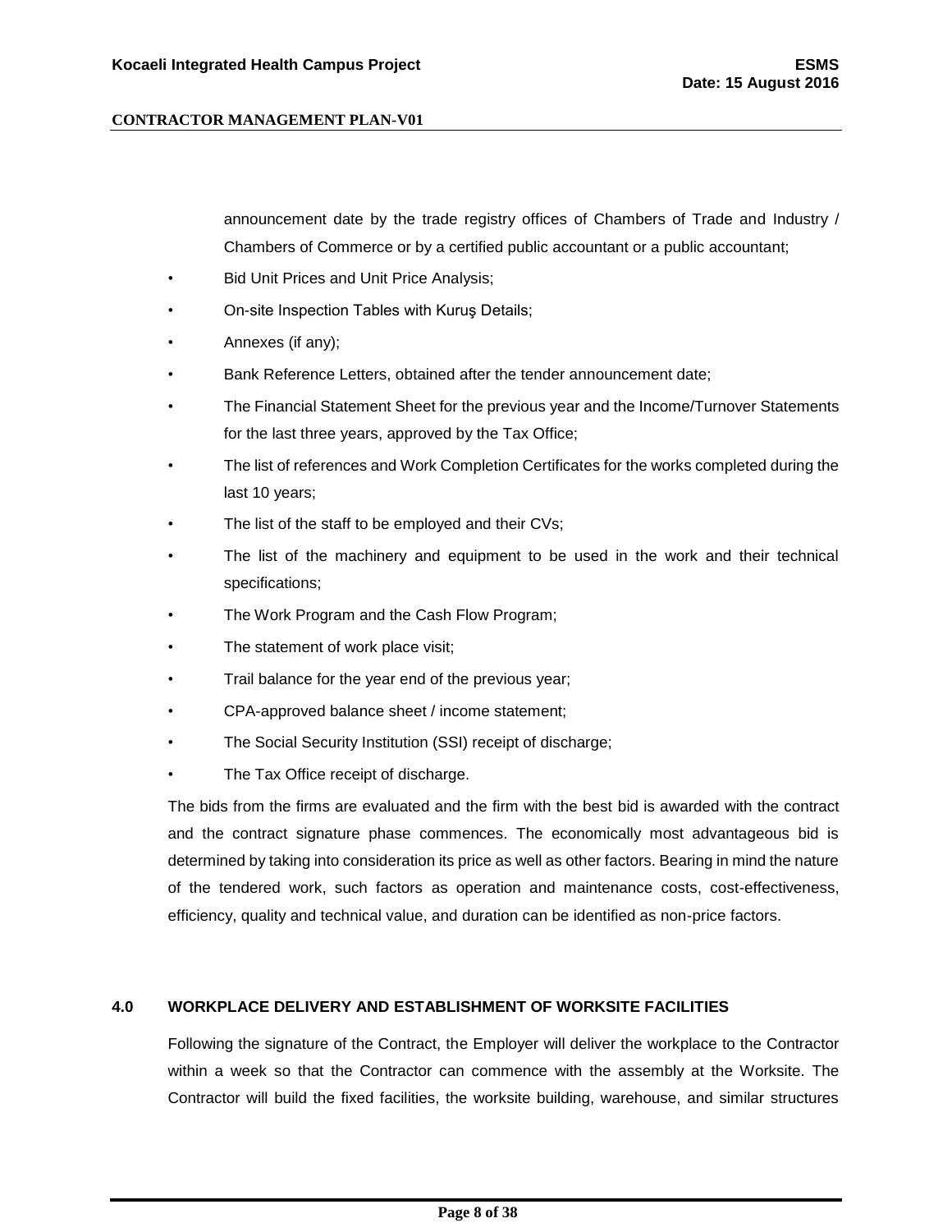announcement date by the trade registry offices of Chambers of Trade and Industry / Chambers of Commerce or by a certified public accountant or a public accountant;

- Bid Unit Prices and Unit Price Analysis;
- On-site Inspection Tables with Kuruş Details;
- Annexes (if any);
- Bank Reference Letters, obtained after the tender announcement date;
- The Financial Statement Sheet for the previous year and the Income/Turnover Statements for the last three years, approved by the Tax Office;
- The list of references and Work Completion Certificates for the works completed during the last 10 years;
- The list of the staff to be employed and their CVs;
- The list of the machinery and equipment to be used in the work and their technical specifications;
- The Work Program and the Cash Flow Program;
- The statement of work place visit;
- Trail balance for the year end of the previous year;
- CPA-approved balance sheet / income statement;
- The Social Security Institution (SSI) receipt of discharge;
- The Tax Office receipt of discharge.

The bids from the firms are evaluated and the firm with the best bid is awarded with the contract and the contract signature phase commences. The economically most advantageous bid is determined by taking into consideration its price as well as other factors. Bearing in mind the nature of the tendered work, such factors as operation and maintenance costs, cost-effectiveness, efficiency, quality and technical value, and duration can be identified as non-price factors.

## 4.0 WORKPLACE DELIVERY AND ESTABLISHMENT OF WORKSITE FACILITIES

Following the signature of the Contract, the Employer will deliver the workplace to the Contractor within a week so that the Contractor can commence with the assembly at the Worksite. The Contractor will build the fixed facilities, the worksite building, warehouse, and similar structures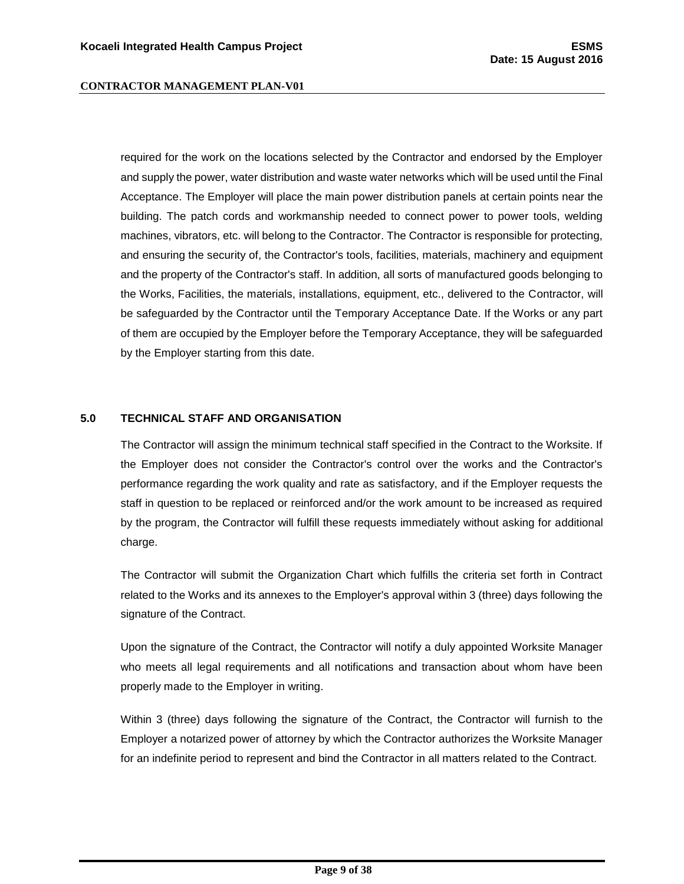required for the work on the locations selected by the Contractor and endorsed by the Employer and supply the power, water distribution and waste water networks which will be used until the Final Acceptance. The Employer will place the main power distribution panels at certain points near the building. The patch cords and workmanship needed to connect power to power tools, welding machines, vibrators, etc. will belong to the Contractor. The Contractor is responsible for protecting, and ensuring the security of, the Contractor's tools, facilities, materials, machinery and equipment and the property of the Contractor's staff. In addition, all sorts of manufactured goods belonging to the Works, Facilities, the materials, installations, equipment, etc., delivered to the Contractor, will be safeguarded by the Contractor until the Temporary Acceptance Date. If the Works or any part of them are occupied by the Employer before the Temporary Acceptance, they will be safeguarded by the Employer starting from this date.

## 5.0 TECHNICAL STAFF AND ORGANISATION

The Contractor will assign the minimum technical staff specified in the Contract to the Worksite. If the Employer does not consider the Contractor's control over the works and the Contractor's performance regarding the work quality and rate as satisfactory, and if the Employer requests the staff in question to be replaced or reinforced and/or the work amount to be increased as required by the program, the Contractor will fulfill these requests immediately without asking for additional charge.

The Contractor will submit the Organization Chart which fulfills the criteria set forth in Contract related to the Works and its annexes to the Employer's approval within 3 (three) days following the signature of the Contract.

Upon the signature of the Contract, the Contractor will notify a duly appointed Worksite Manager who meets all legal requirements and all notifications and transaction about whom have been properly made to the Employer in writing.

Within 3 (three) days following the signature of the Contract, the Contractor will furnish to the Employer a notarized power of attorney by which the Contractor authorizes the Worksite Manager for an indefinite period to represent and bind the Contractor in all matters related to the Contract.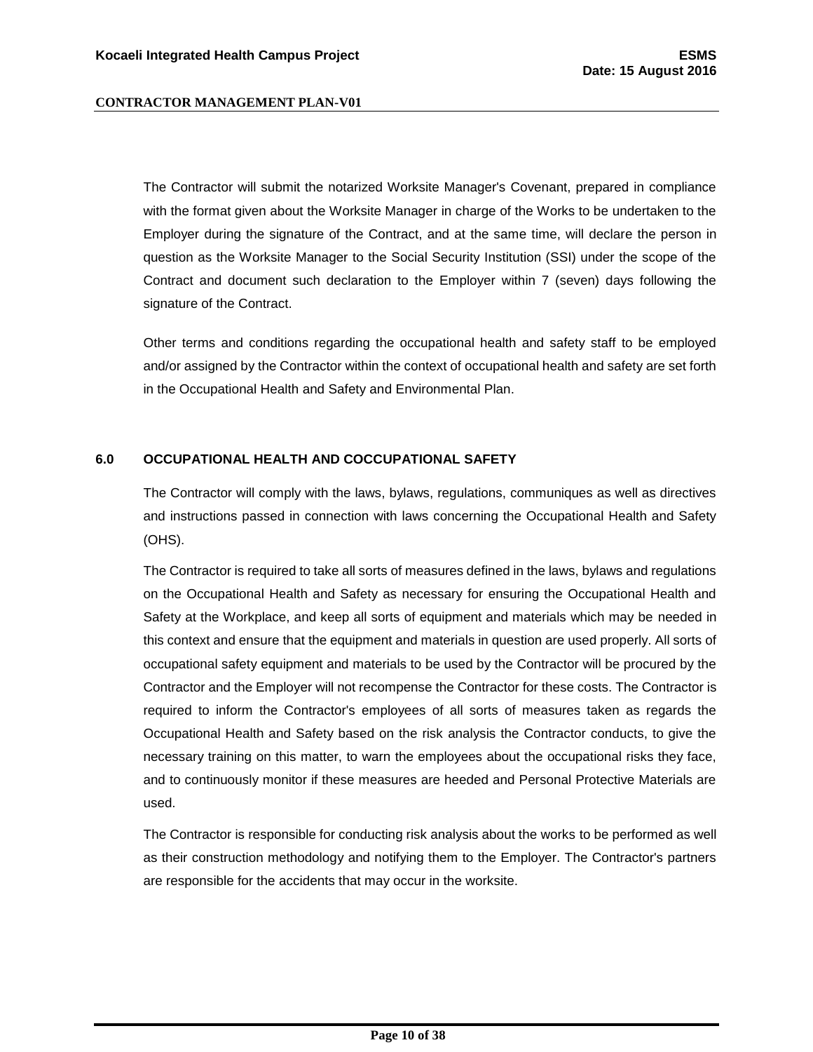The Contractor will submit the notarized Worksite Manager's Covenant, prepared in compliance with the format given about the Worksite Manager in charge of the Works to be undertaken to the Employer during the signature of the Contract, and at the same time, will declare the person in question as the Worksite Manager to the Social Security Institution (SSI) under the scope of the Contract and document such declaration to the Employer within 7 (seven) days following the signature of the Contract.

Other terms and conditions regarding the occupational health and safety staff to be employed and/or assigned by the Contractor within the context of occupational health and safety are set forth in the Occupational Health and Safety and Environmental Plan.

## 6.0 OCCUPATIONAL HEALTH AND COCCUPATIONAL SAFETY

The Contractor will comply with the laws, bylaws, regulations, communiques as well as directives and instructions passed in connection with laws concerning the Occupational Health and Safety (OHS).

The Contractor is required to take all sorts of measures defined in the laws, bylaws and regulations on the Occupational Health and Safety as necessary for ensuring the Occupational Health and Safety at the Workplace, and keep all sorts of equipment and materials which may be needed in this context and ensure that the equipment and materials in question are used properly. All sorts of occupational safety equipment and materials to be used by the Contractor will be procured by the Contractor and the Employer will not recompense the Contractor for these costs. The Contractor is required to inform the Contractor's employees of all sorts of measures taken as regards the Occupational Health and Safety based on the risk analysis the Contractor conducts, to give the necessary training on this matter, to warn the employees about the occupational risks they face, and to continuously monitor if these measures are heeded and Personal Protective Materials are used.

The Contractor is responsible for conducting risk analysis about the works to be performed as well as their construction methodology and notifying them to the Employer. The Contractor's partners are responsible for the accidents that may occur in the worksite.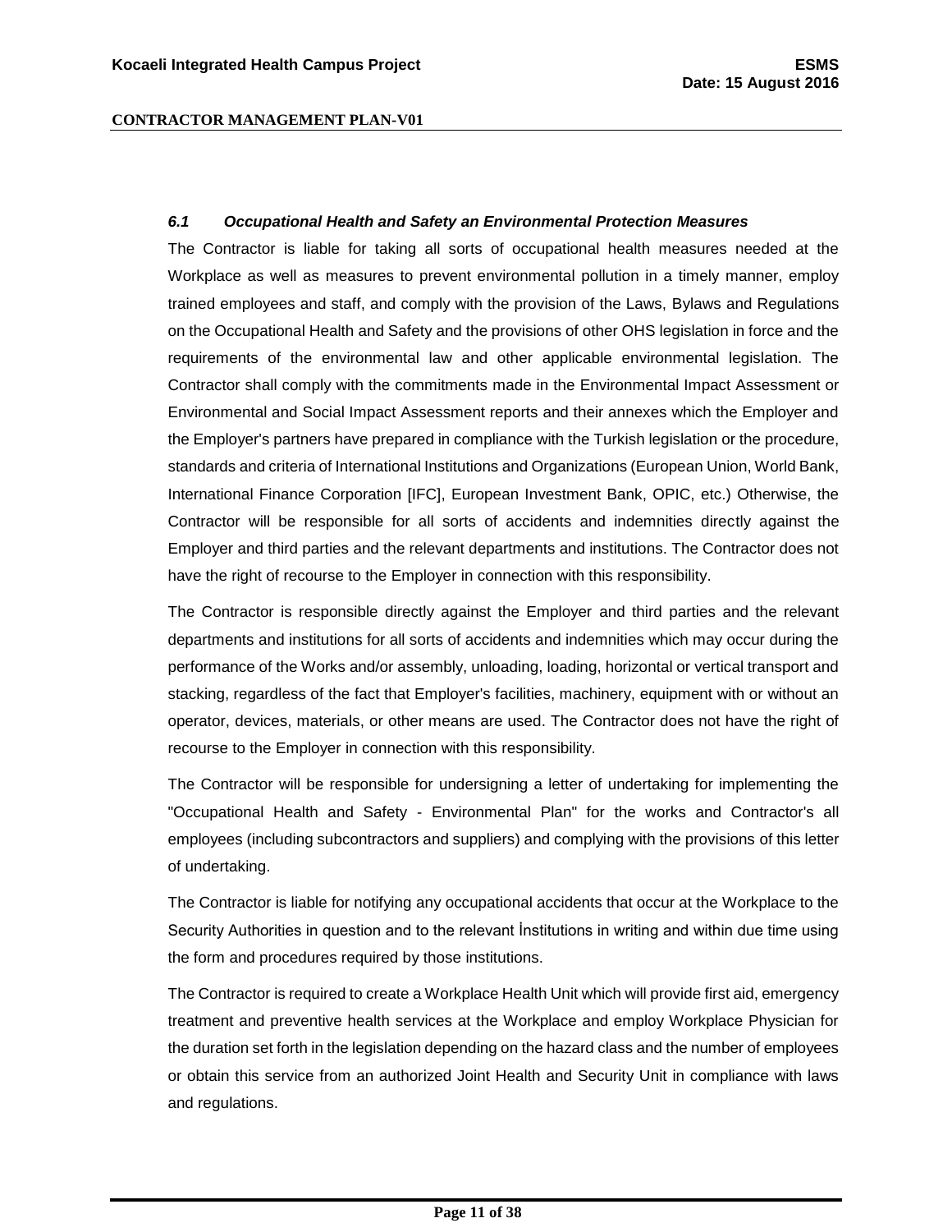### *6.1 Occupational Health and Safety an Environmental Protection Measures*

The Contractor is liable for taking all sorts of occupational health measures needed at the Workplace as well as measures to prevent environmental pollution in a timely manner, employ trained employees and staff, and comply with the provision of the Laws, Bylaws and Regulations on the Occupational Health and Safety and the provisions of other OHS legislation in force and the requirements of the environmental law and other applicable environmental legislation. The Contractor shall comply with the commitments made in the Environmental Impact Assessment or Environmental and Social Impact Assessment reports and their annexes which the Employer and the Employer's partners have prepared in compliance with the Turkish legislation or the procedure, standards and criteria of International Institutions and Organizations (European Union, World Bank, International Finance Corporation [IFC], European Investment Bank, OPIC, etc.) Otherwise, the Contractor will be responsible for all sorts of accidents and indemnities directly against the Employer and third parties and the relevant departments and institutions. The Contractor does not have the right of recourse to the Employer in connection with this responsibility.

The Contractor is responsible directly against the Employer and third parties and the relevant departments and institutions for all sorts of accidents and indemnities which may occur during the performance of the Works and/or assembly, unloading, loading, horizontal or vertical transport and stacking, regardless of the fact that Employer's facilities, machinery, equipment with or without an operator, devices, materials, or other means are used. The Contractor does not have the right of recourse to the Employer in connection with this responsibility.

The Contractor will be responsible for undersigning a letter of undertaking for implementing the "Occupational Health and Safety - Environmental Plan" for the works and Contractor's all employees (including subcontractors and suppliers) and complying with the provisions of this letter of undertaking.

The Contractor is liable for notifying any occupational accidents that occur at the Workplace to the Security Authorities in question and to the relevant İnstitutions in writing and within due time using the form and procedures required by those institutions.

The Contractor is required to create a Workplace Health Unit which will provide first aid, emergency treatment and preventive health services at the Workplace and employ Workplace Physician for the duration set forth in the legislation depending on the hazard class and the number of employees or obtain this service from an authorized Joint Health and Security Unit in compliance with laws and regulations.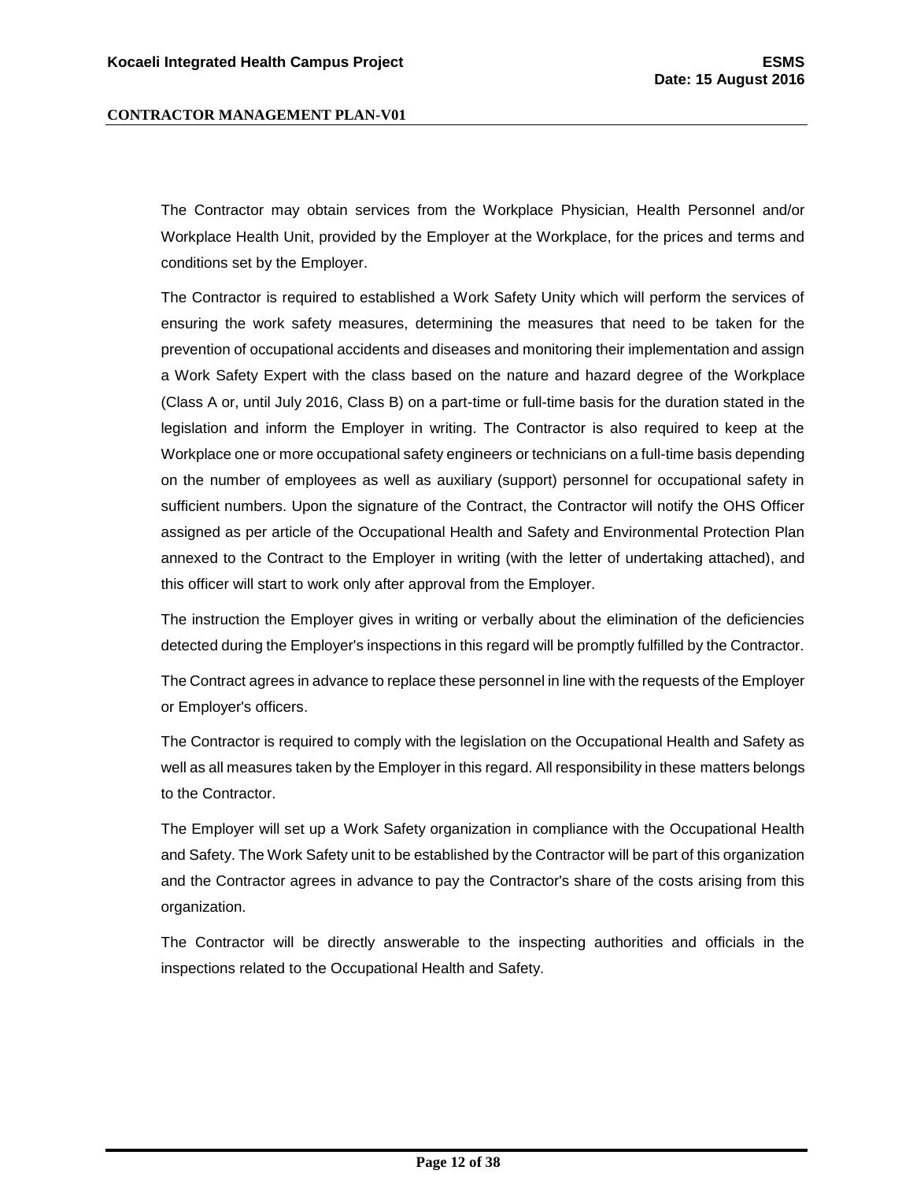The Contractor may obtain services from the Workplace Physician, Health Personnel and/or Workplace Health Unit, provided by the Employer at the Workplace, for the prices and terms and conditions set by the Employer.

The Contractor is required to established a Work Safety Unity which will perform the services of ensuring the work safety measures, determining the measures that need to be taken for the prevention of occupational accidents and diseases and monitoring their implementation and assign a Work Safety Expert with the class based on the nature and hazard degree of the Workplace (Class A or, until July 2016, Class B) on a part-time or full-time basis for the duration stated in the legislation and inform the Employer in writing. The Contractor is also required to keep at the Workplace one or more occupational safety engineers or technicians on a full-time basis depending on the number of employees as well as auxiliary (support) personnel for occupational safety in sufficient numbers. Upon the signature of the Contract, the Contractor will notify the OHS Officer assigned as per article of the Occupational Health and Safety and Environmental Protection Plan annexed to the Contract to the Employer in writing (with the letter of undertaking attached), and this officer will start to work only after approval from the Employer.

The instruction the Employer gives in writing or verbally about the elimination of the deficiencies detected during the Employer's inspections in this regard will be promptly fulfilled by the Contractor.

The Contract agrees in advance to replace these personnel in line with the requests of the Employer or Employer's officers.

The Contractor is required to comply with the legislation on the Occupational Health and Safety as well as all measures taken by the Employer in this regard. All responsibility in these matters belongs to the Contractor.

The Employer will set up a Work Safety organization in compliance with the Occupational Health and Safety. The Work Safety unit to be established by the Contractor will be part of this organization and the Contractor agrees in advance to pay the Contractor's share of the costs arising from this organization.

The Contractor will be directly answerable to the inspecting authorities and officials in the inspections related to the Occupational Health and Safety.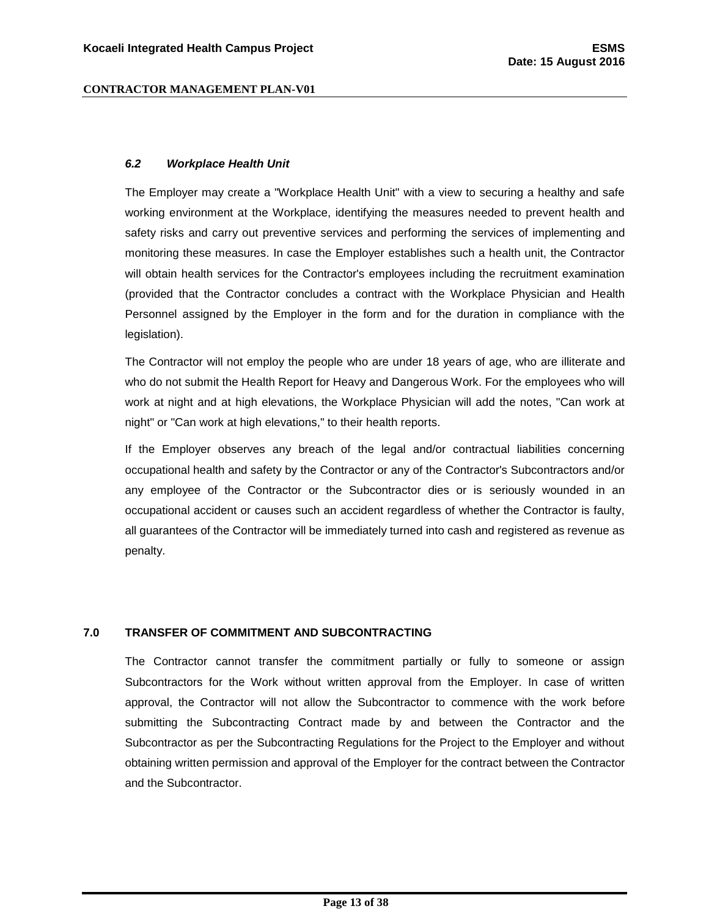### *6.2 Workplace Health Unit*

The Employer may create a "Workplace Health Unit" with a view to securing a healthy and safe working environment at the Workplace, identifying the measures needed to prevent health and safety risks and carry out preventive services and performing the services of implementing and monitoring these measures. In case the Employer establishes such a health unit, the Contractor will obtain health services for the Contractor's employees including the recruitment examination (provided that the Contractor concludes a contract with the Workplace Physician and Health Personnel assigned by the Employer in the form and for the duration in compliance with the legislation).

The Contractor will not employ the people who are under 18 years of age, who are illiterate and who do not submit the Health Report for Heavy and Dangerous Work. For the employees who will work at night and at high elevations, the Workplace Physician will add the notes, "Can work at night" or "Can work at high elevations," to their health reports.

If the Employer observes any breach of the legal and/or contractual liabilities concerning occupational health and safety by the Contractor or any of the Contractor's Subcontractors and/or any employee of the Contractor or the Subcontractor dies or is seriously wounded in an occupational accident or causes such an accident regardless of whether the Contractor is faulty, all guarantees of the Contractor will be immediately turned into cash and registered as revenue as penalty.

## 7.0 TRANSFER OF COMMITMENT AND SUBCONTRACTING

The Contractor cannot transfer the commitment partially or fully to someone or assign Subcontractors for the Work without written approval from the Employer. In case of written approval, the Contractor will not allow the Subcontractor to commence with the work before submitting the Subcontracting Contract made by and between the Contractor and the Subcontractor as per the Subcontracting Regulations for the Project to the Employer and without obtaining written permission and approval of the Employer for the contract between the Contractor and the Subcontractor.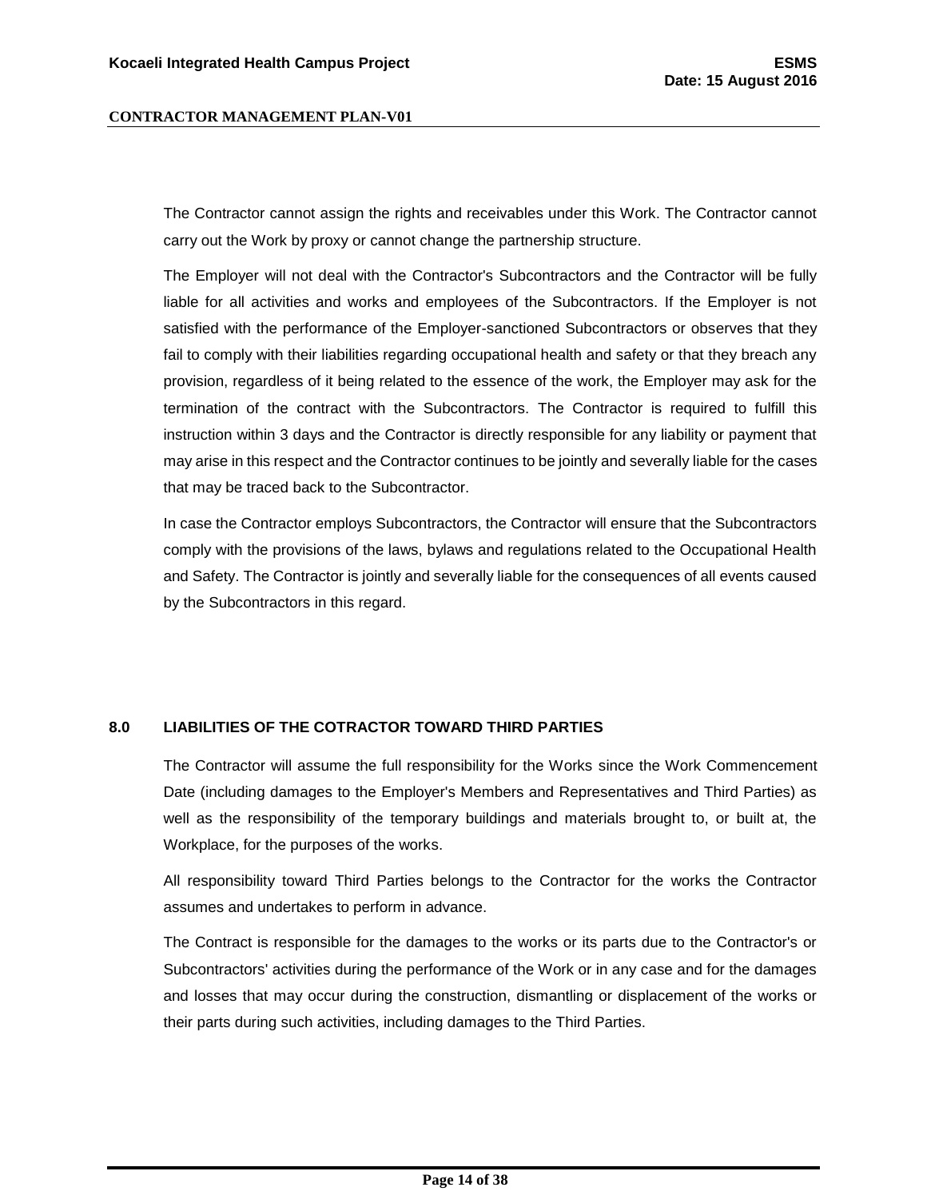The Contractor cannot assign the rights and receivables under this Work. The Contractor cannot carry out the Work by proxy or cannot change the partnership structure.

The Employer will not deal with the Contractor's Subcontractors and the Contractor will be fully liable for all activities and works and employees of the Subcontractors. If the Employer is not satisfied with the performance of the Employer-sanctioned Subcontractors or observes that they fail to comply with their liabilities regarding occupational health and safety or that they breach any provision, regardless of it being related to the essence of the work, the Employer may ask for the termination of the contract with the Subcontractors. The Contractor is required to fulfill this instruction within 3 days and the Contractor is directly responsible for any liability or payment that may arise in this respect and the Contractor continues to be jointly and severally liable for the cases that may be traced back to the Subcontractor.

In case the Contractor employs Subcontractors, the Contractor will ensure that the Subcontractors comply with the provisions of the laws, bylaws and regulations related to the Occupational Health and Safety. The Contractor is jointly and severally liable for the consequences of all events caused by the Subcontractors in this regard.

## 8.0 LIABILITIES OF THE COTRACTOR TOWARD THIRD PARTIES

The Contractor will assume the full responsibility for the Works since the Work Commencement Date (including damages to the Employer's Members and Representatives and Third Parties) as well as the responsibility of the temporary buildings and materials brought to, or built at, the Workplace, for the purposes of the works.

All responsibility toward Third Parties belongs to the Contractor for the works the Contractor assumes and undertakes to perform in advance.

The Contract is responsible for the damages to the works or its parts due to the Contractor's or Subcontractors' activities during the performance of the Work or in any case and for the damages and losses that may occur during the construction, dismantling or displacement of the works or their parts during such activities, including damages to the Third Parties.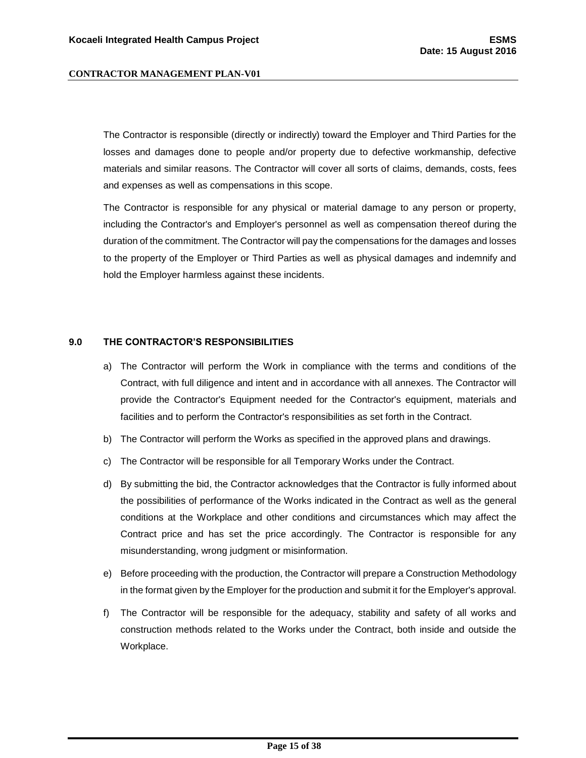The Contractor is responsible (directly or indirectly) toward the Employer and Third Parties for the losses and damages done to people and/or property due to defective workmanship, defective materials and similar reasons. The Contractor will cover all sorts of claims, demands, costs, fees and expenses as well as compensations in this scope.

The Contractor is responsible for any physical or material damage to any person or property, including the Contractor's and Employer's personnel as well as compensation thereof during the duration of the commitment. The Contractor will pay the compensations for the damages and losses to the property of the Employer or Third Parties as well as physical damages and indemnify and hold the Employer harmless against these incidents.

## 9.0 THE CONTRACTOR'S RESPONSIBILITIES

a) The Contractor will perform the Work in compliance with the terms and conditions of the Contract, with full diligence and intent and in accordance with all annexes. The Contractor will provide the Contractor's Equipment needed for the Contractor's equipment, materials and facilities and to perform the Contractor's responsibilities as set forth in the Contract.

b) The Contractor will perform the Works as specified in the approved plans and drawings.

c) The Contractor will be responsible for all Temporary Works under the Contract.

d) By submitting the bid, the Contractor acknowledges that the Contractor is fully informed about the possibilities of performance of the Works indicated in the Contract as well as the general conditions at the Workplace and other conditions and circumstances which may affect the Contract price and has set the price accordingly. The Contractor is responsible for any misunderstanding, wrong judgment or misinformation.

e) Before proceeding with the production, the Contractor will prepare a Construction Methodology in the format given by the Employer for the production and submit it for the Employer's approval.

f) The Contractor will be responsible for the adequacy, stability and safety of all works and construction methods related to the Works under the Contract, both inside and outside the Workplace.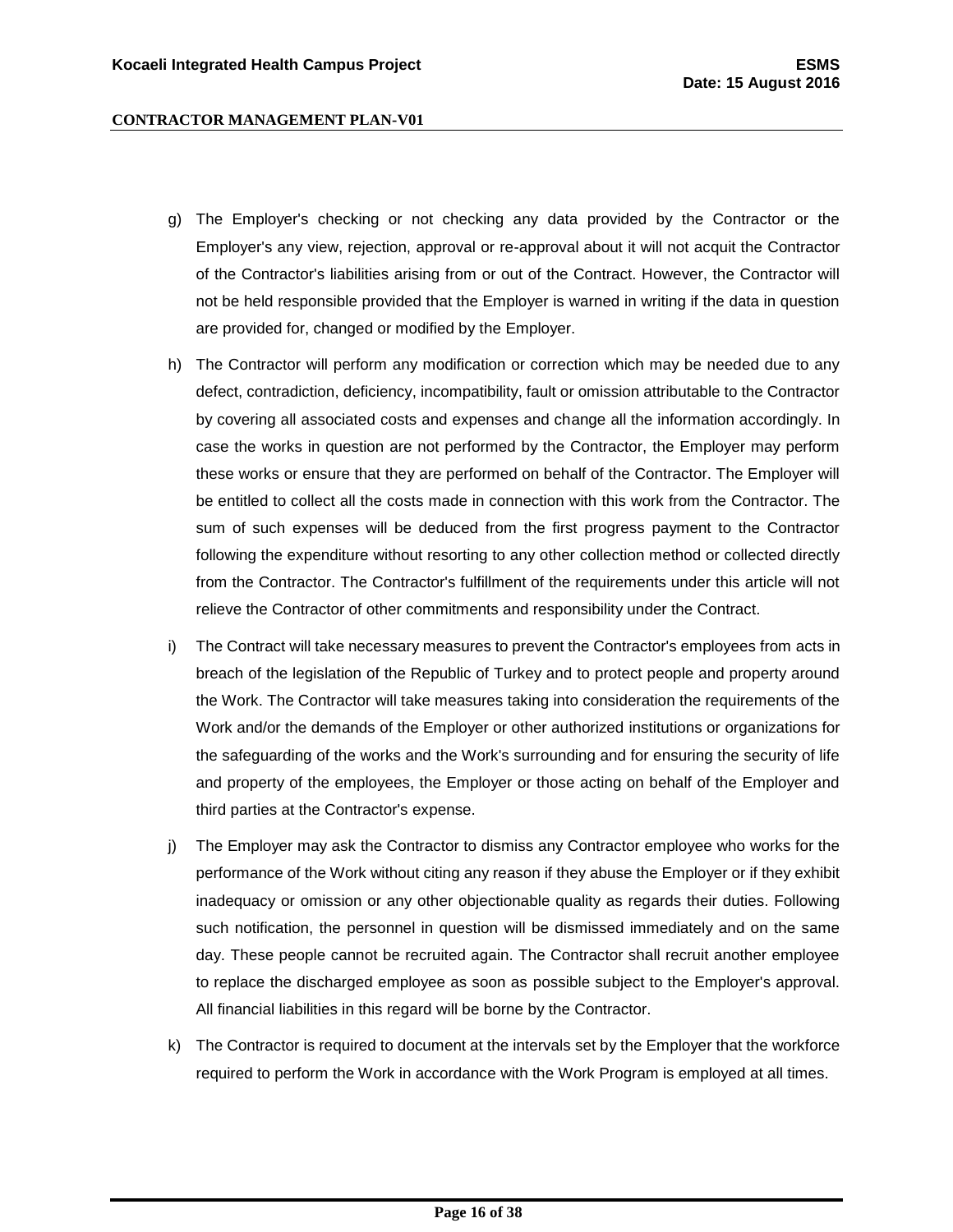g) The Employer's checking or not checking any data provided by the Contractor or the Employer's any view, rejection, approval or re-approval about it will not acquit the Contractor of the Contractor's liabilities arising from or out of the Contract. However, the Contractor will not be held responsible provided that the Employer is warned in writing if the data in question are provided for, changed or modified by the Employer.

h) The Contractor will perform any modification or correction which may be needed due to any defect, contradiction, deficiency, incompatibility, fault or omission attributable to the Contractor by covering all associated costs and expenses and change all the information accordingly. In case the works in question are not performed by the Contractor, the Employer may perform these works or ensure that they are performed on behalf of the Contractor. The Employer will be entitled to collect all the costs made in connection with this work from the Contractor. The sum of such expenses will be deduced from the first progress payment to the Contractor following the expenditure without resorting to any other collection method or collected directly from the Contractor. The Contractor's fulfillment of the requirements under this article will not relieve the Contractor of other commitments and responsibility under the Contract.

i) The Contract will take necessary measures to prevent the Contractor's employees from acts in breach of the legislation of the Republic of Turkey and to protect people and property around the Work. The Contractor will take measures taking into consideration the requirements of the Work and/or the demands of the Employer or other authorized institutions or organizations for the safeguarding of the works and the Work's surrounding and for ensuring the security of life and property of the employees, the Employer or those acting on behalf of the Employer and third parties at the Contractor's expense.

j) The Employer may ask the Contractor to dismiss any Contractor employee who works for the performance of the Work without citing any reason if they abuse the Employer or if they exhibit inadequacy or omission or any other objectionable quality as regards their duties. Following such notification, the personnel in question will be dismissed immediately and on the same day. These people cannot be recruited again. The Contractor shall recruit another employee to replace the discharged employee as soon as possible subject to the Employer's approval. All financial liabilities in this regard will be borne by the Contractor.

k) The Contractor is required to document at the intervals set by the Employer that the workforce required to perform the Work in accordance with the Work Program is employed at all times.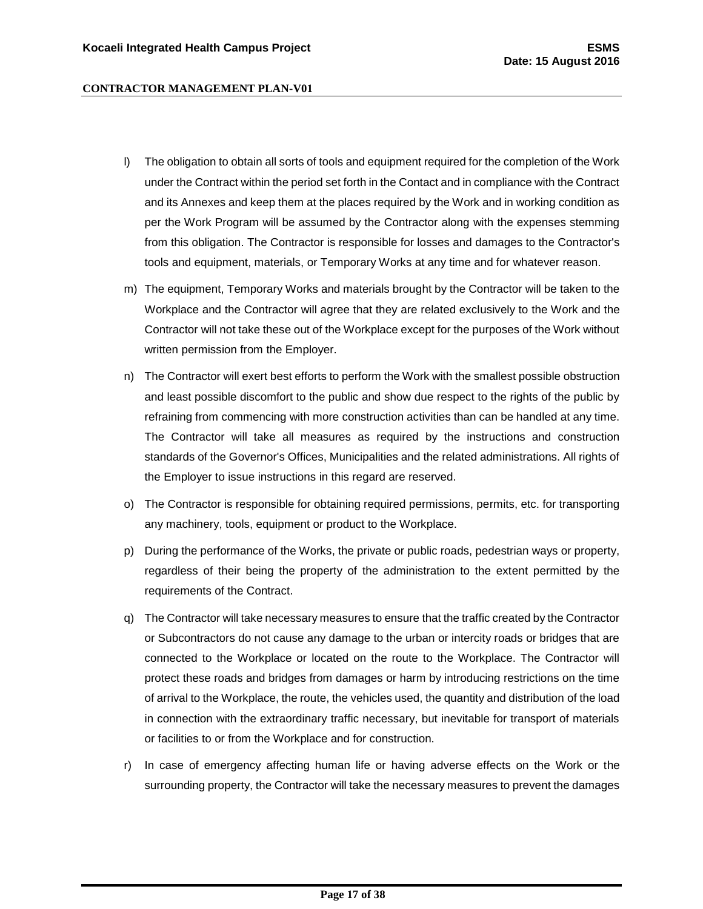l) The obligation to obtain all sorts of tools and equipment required for the completion of the Work under the Contract within the period set forth in the Contact and in compliance with the Contract and its Annexes and keep them at the places required by the Work and in working condition as per the Work Program will be assumed by the Contractor along with the expenses stemming from this obligation. The Contractor is responsible for losses and damages to the Contractor's tools and equipment, materials, or Temporary Works at any time and for whatever reason.

m) The equipment, Temporary Works and materials brought by the Contractor will be taken to the Workplace and the Contractor will agree that they are related exclusively to the Work and the Contractor will not take these out of the Workplace except for the purposes of the Work without written permission from the Employer.

n) The Contractor will exert best efforts to perform the Work with the smallest possible obstruction and least possible discomfort to the public and show due respect to the rights of the public by refraining from commencing with more construction activities than can be handled at any time. The Contractor will take all measures as required by the instructions and construction standards of the Governor's Offices, Municipalities and the related administrations. All rights of the Employer to issue instructions in this regard are reserved.

o) The Contractor is responsible for obtaining required permissions, permits, etc. for transporting any machinery, tools, equipment or product to the Workplace.

p) During the performance of the Works, the private or public roads, pedestrian ways or property, regardless of their being the property of the administration to the extent permitted by the requirements of the Contract.

q) The Contractor will take necessary measures to ensure that the traffic created by the Contractor or Subcontractors do not cause any damage to the urban or intercity roads or bridges that are connected to the Workplace or located on the route to the Workplace. The Contractor will protect these roads and bridges from damages or harm by introducing restrictions on the time of arrival to the Workplace, the route, the vehicles used, the quantity and distribution of the load in connection with the extraordinary traffic necessary, but inevitable for transport of materials or facilities to or from the Workplace and for construction.

r) In case of emergency affecting human life or having adverse effects on the Work or the surrounding property, the Contractor will take the necessary measures to prevent the damages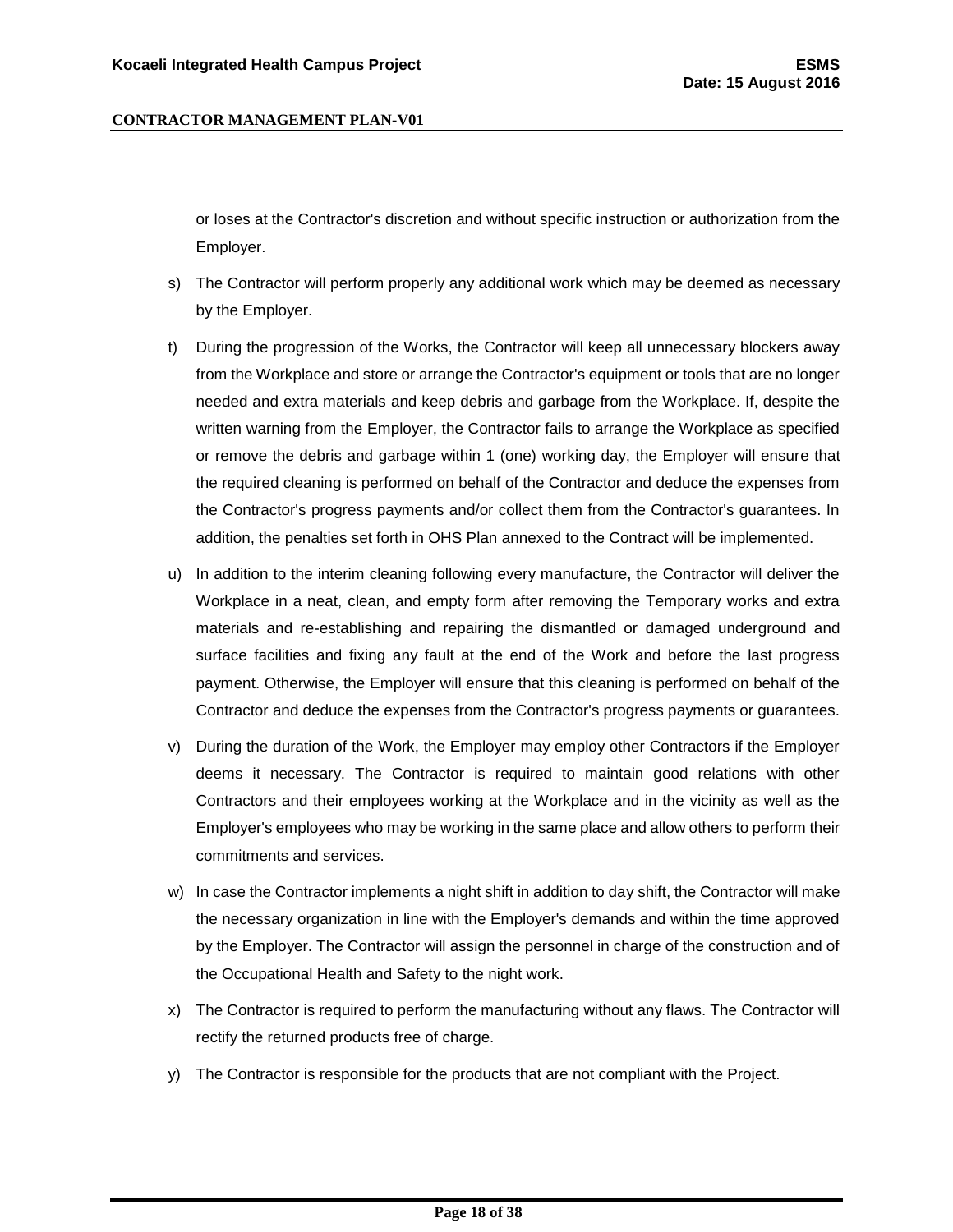or loses at the Contractor's discretion and without specific instruction or authorization from the Employer.

s) The Contractor will perform properly any additional work which may be deemed as necessary by the Employer.

t) During the progression of the Works, the Contractor will keep all unnecessary blockers away from the Workplace and store or arrange the Contractor's equipment or tools that are no longer needed and extra materials and keep debris and garbage from the Workplace. If, despite the written warning from the Employer, the Contractor fails to arrange the Workplace as specified or remove the debris and garbage within 1 (one) working day, the Employer will ensure that the required cleaning is performed on behalf of the Contractor and deduce the expenses from the Contractor's progress payments and/or collect them from the Contractor's guarantees. In addition, the penalties set forth in OHS Plan annexed to the Contract will be implemented.

u) In addition to the interim cleaning following every manufacture, the Contractor will deliver the Workplace in a neat, clean, and empty form after removing the Temporary works and extra materials and re-establishing and repairing the dismantled or damaged underground and surface facilities and fixing any fault at the end of the Work and before the last progress payment. Otherwise, the Employer will ensure that this cleaning is performed on behalf of the Contractor and deduce the expenses from the Contractor's progress payments or guarantees.

v) During the duration of the Work, the Employer may employ other Contractors if the Employer deems it necessary. The Contractor is required to maintain good relations with other Contractors and their employees working at the Workplace and in the vicinity as well as the Employer's employees who may be working in the same place and allow others to perform their commitments and services.

w) In case the Contractor implements a night shift in addition to day shift, the Contractor will make the necessary organization in line with the Employer's demands and within the time approved by the Employer. The Contractor will assign the personnel in charge of the construction and of the Occupational Health and Safety to the night work.

x) The Contractor is required to perform the manufacturing without any flaws. The Contractor will rectify the returned products free of charge.

y) The Contractor is responsible for the products that are not compliant with the Project.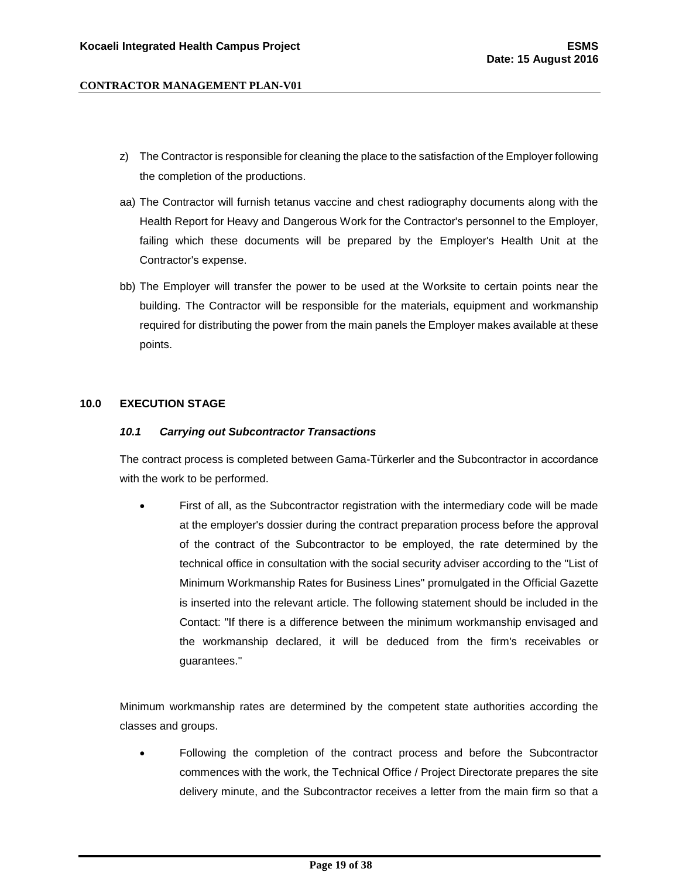z) The Contractor is responsible for cleaning the place to the satisfaction of the Employer following the completion of the productions.

aa) The Contractor will furnish tetanus vaccine and chest radiography documents along with the Health Report for Heavy and Dangerous Work for the Contractor's personnel to the Employer, failing which these documents will be prepared by the Employer's Health Unit at the Contractor's expense.

bb) The Employer will transfer the power to be used at the Worksite to certain points near the building. The Contractor will be responsible for the materials, equipment and workmanship required for distributing the power from the main panels the Employer makes available at these points.

## 10.0 EXECUTION STAGE

### *10.1 Carrying out Subcontractor Transactions*

The contract process is completed between Gama-Türkerler and the Subcontractor in accordance with the work to be performed.

- First of all, as the Subcontractor registration with the intermediary code will be made at the employer's dossier during the contract preparation process before the approval of the contract of the Subcontractor to be employed, the rate determined by the technical office in consultation with the social security adviser according to the "List of Minimum Workmanship Rates for Business Lines" promulgated in the Official Gazette is inserted into the relevant article. The following statement should be included in the Contact: "If there is a difference between the minimum workmanship envisaged and the workmanship declared, it will be deduced from the firm's receivables or guarantees."

Minimum workmanship rates are determined by the competent state authorities according the classes and groups.

- Following the completion of the contract process and before the Subcontractor commences with the work, the Technical Office / Project Directorate prepares the site delivery minute, and the Subcontractor receives a letter from the main firm so that a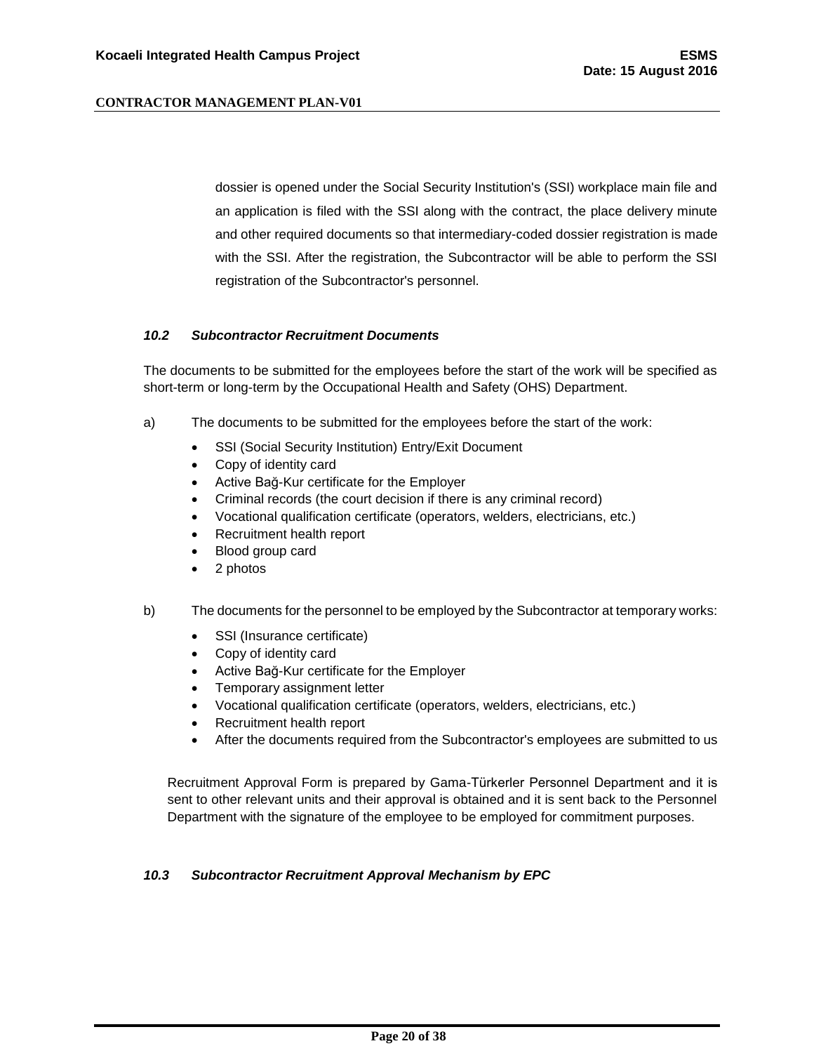dossier is opened under the Social Security Institution's (SSI) workplace main file and an application is filed with the SSI along with the contract, the place delivery minute and other required documents so that intermediary-coded dossier registration is made with the SSI. After the registration, the Subcontractor will be able to perform the SSI registration of the Subcontractor's personnel.

### *10.2 Subcontractor Recruitment Documents*

The documents to be submitted for the employees before the start of the work will be specified as short-term or long-term by the Occupational Health and Safety (OHS) Department.

a) The documents to be submitted for the employees before the start of the work:

- SSI (Social Security Institution) Entry/Exit Document
- Copy of identity card
- Active Bağ-Kur certificate for the Employer
- Criminal records (the court decision if there is any criminal record)
- Vocational qualification certificate (operators, welders, electricians, etc.)
- Recruitment health report
- Blood group card
- 2 photos

b) The documents for the personnel to be employed by the Subcontractor at temporary works:

- SSI (Insurance certificate)
- Copy of identity card
- Active Bağ-Kur certificate for the Employer
- Temporary assignment letter
- Vocational qualification certificate (operators, welders, electricians, etc.)
- Recruitment health report
- After the documents required from the Subcontractor's employees are submitted to us

Recruitment Approval Form is prepared by Gama-Türkerler Personnel Department and it is sent to other relevant units and their approval is obtained and it is sent back to the Personnel Department with the signature of the employee to be employed for commitment purposes.

### *10.3 Subcontractor Recruitment Approval Mechanism by EPC*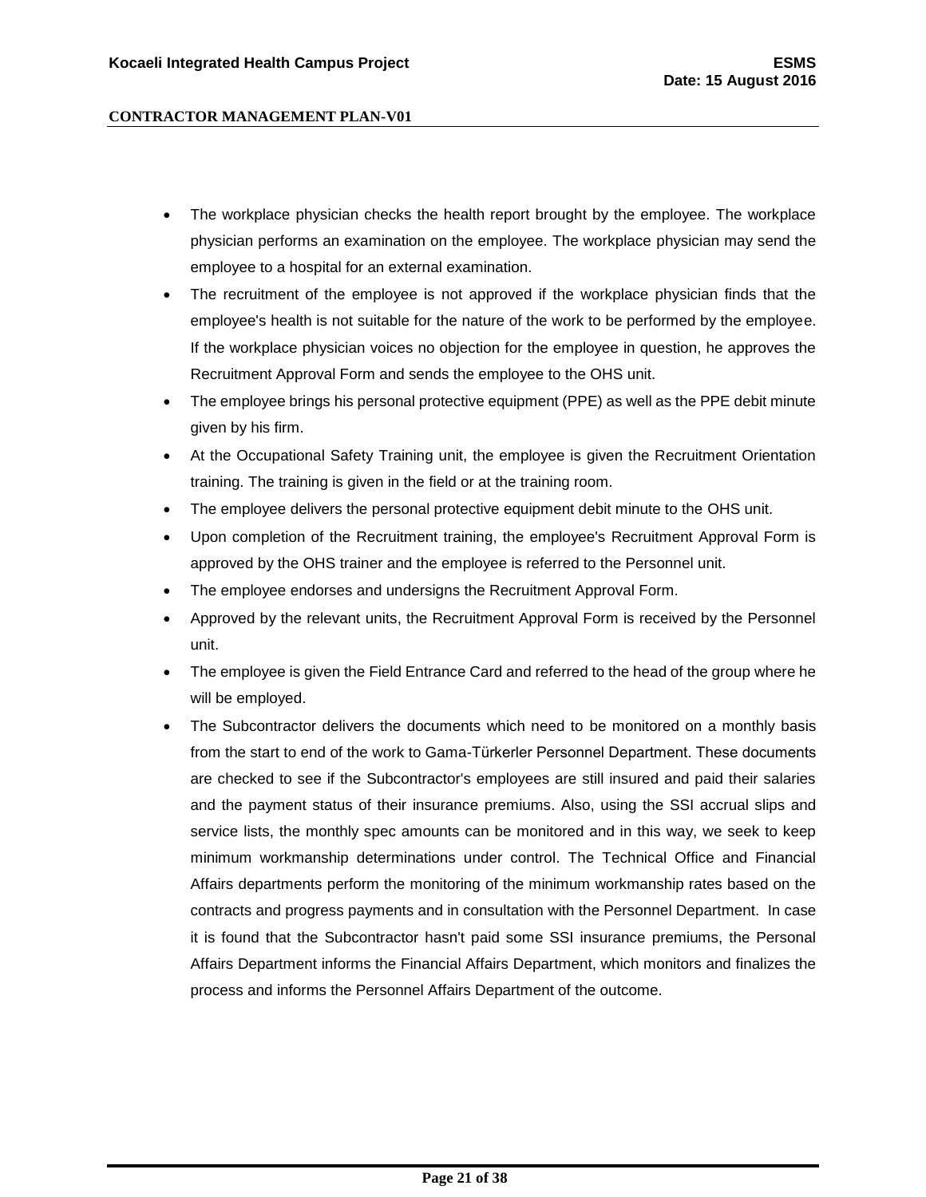- The workplace physician checks the health report brought by the employee. The workplace physician performs an examination on the employee. The workplace physician may send the employee to a hospital for an external examination.
- The recruitment of the employee is not approved if the workplace physician finds that the employee's health is not suitable for the nature of the work to be performed by the employee. If the workplace physician voices no objection for the employee in question, he approves the Recruitment Approval Form and sends the employee to the OHS unit.
- The employee brings his personal protective equipment (PPE) as well as the PPE debit minute given by his firm.
- At the Occupational Safety Training unit, the employee is given the Recruitment Orientation training. The training is given in the field or at the training room.
- The employee delivers the personal protective equipment debit minute to the OHS unit.
- Upon completion of the Recruitment training, the employee's Recruitment Approval Form is approved by the OHS trainer and the employee is referred to the Personnel unit.
- The employee endorses and undersigns the Recruitment Approval Form.
- Approved by the relevant units, the Recruitment Approval Form is received by the Personnel unit.
- The employee is given the Field Entrance Card and referred to the head of the group where he will be employed.
- The Subcontractor delivers the documents which need to be monitored on a monthly basis from the start to end of the work to Gama-Türkerler Personnel Department. These documents are checked to see if the Subcontractor's employees are still insured and paid their salaries and the payment status of their insurance premiums. Also, using the SSI accrual slips and service lists, the monthly spec amounts can be monitored and in this way, we seek to keep minimum workmanship determinations under control. The Technical Office and Financial Affairs departments perform the monitoring of the minimum workmanship rates based on the contracts and progress payments and in consultation with the Personnel Department. In case it is found that the Subcontractor hasn't paid some SSI insurance premiums, the Personal Affairs Department informs the Financial Affairs Department, which monitors and finalizes the process and informs the Personnel Affairs Department of the outcome.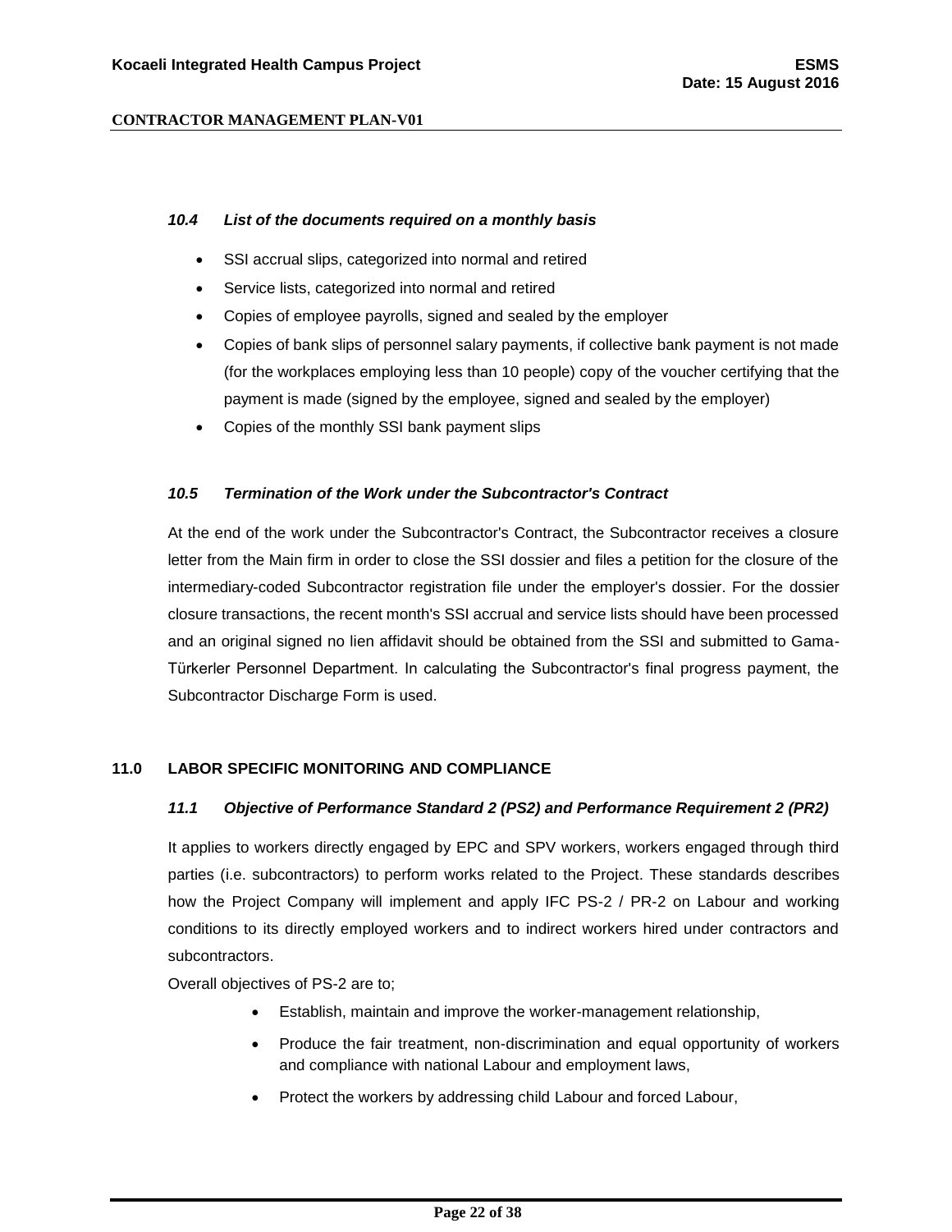### *10.4 List of the documents required on a monthly basis*

- SSI accrual slips, categorized into normal and retired
- Service lists, categorized into normal and retired
- Copies of employee payrolls, signed and sealed by the employer
- Copies of bank slips of personnel salary payments, if collective bank payment is not made (for the workplaces employing less than 10 people) copy of the voucher certifying that the payment is made (signed by the employee, signed and sealed by the employer)
- Copies of the monthly SSI bank payment slips

### *10.5 Termination of the Work under the Subcontractor's Contract*

At the end of the work under the Subcontractor's Contract, the Subcontractor receives a closure letter from the Main firm in order to close the SSI dossier and files a petition for the closure of the intermediary-coded Subcontractor registration file under the employer's dossier. For the dossier closure transactions, the recent month's SSI accrual and service lists should have been processed and an original signed no lien affidavit should be obtained from the SSI and submitted to Gama-Türkerler Personnel Department. In calculating the Subcontractor's final progress payment, the Subcontractor Discharge Form is used.

## 11.0 LABOR SPECIFIC MONITORING AND COMPLIANCE

### *11.1 Objective of Performance Standard 2 (PS2) and Performance Requirement 2 (PR2)*

It applies to workers directly engaged by EPC and SPV workers, workers engaged through third parties (i.e. subcontractors) to perform works related to the Project. These standards describes how the Project Company will implement and apply IFC PS-2 / PR-2 on Labour and working conditions to its directly employed workers and to indirect workers hired under contractors and subcontractors.

Overall objectives of PS-2 are to;

- Establish, maintain and improve the worker-management relationship,
- Produce the fair treatment, non-discrimination and equal opportunity of workers and compliance with national Labour and employment laws,
- Protect the workers by addressing child Labour and forced Labour,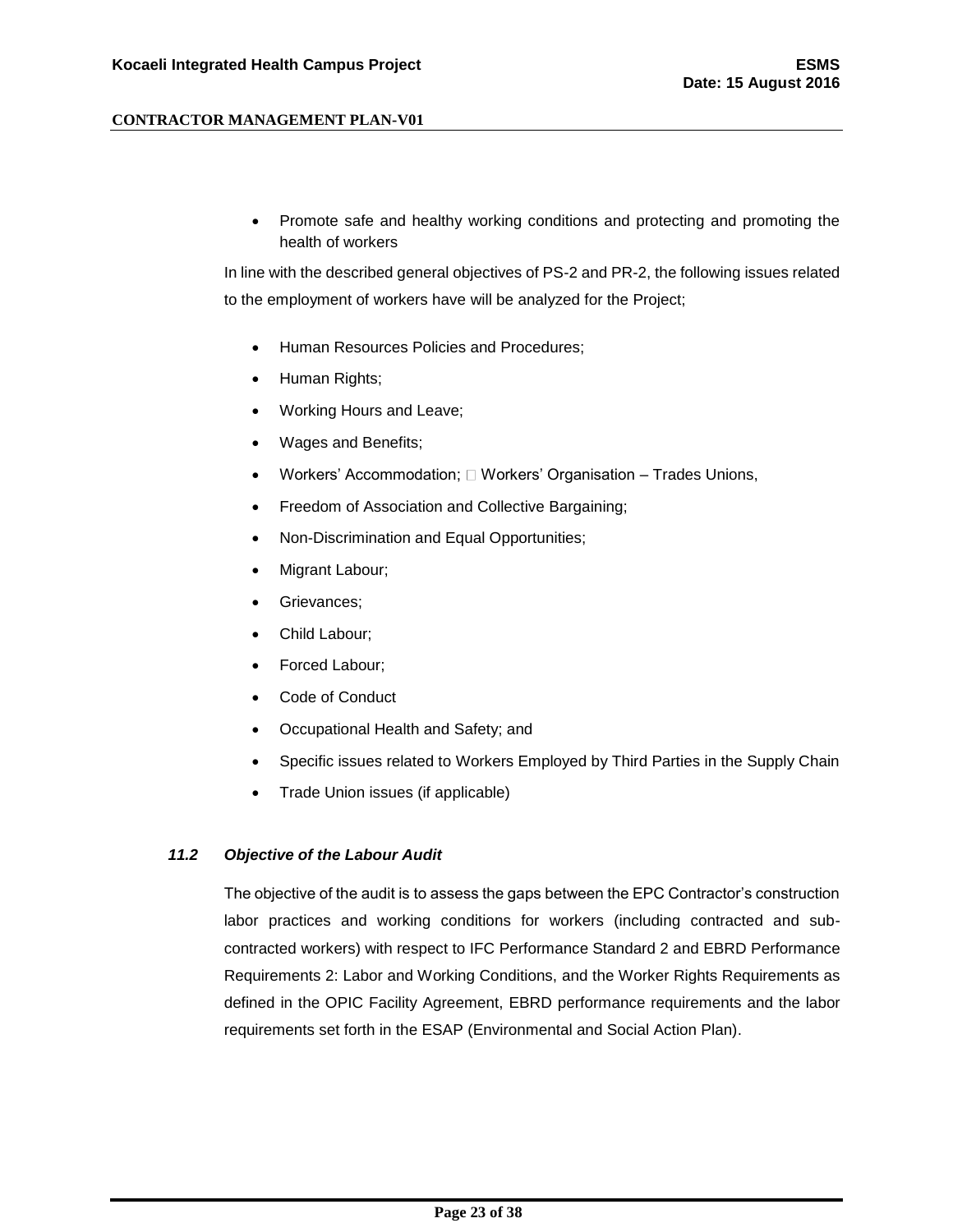- Promote safe and healthy working conditions and protecting and promoting the health of workers

In line with the described general objectives of PS-2 and PR-2, the following issues related to the employment of workers have will be analyzed for the Project;

- Human Resources Policies and Procedures;
- Human Rights;
- Working Hours and Leave;
- Wages and Benefits;
- Workers' Accommodation;  Workers' Organisation – Trades Unions,
- Freedom of Association and Collective Bargaining;
- Non-Discrimination and Equal Opportunities;
- Migrant Labour;
- Grievances;
- Child Labour;
- Forced Labour;
- Code of Conduct
- Occupational Health and Safety; and
- Specific issues related to Workers Employed by Third Parties in the Supply Chain
- Trade Union issues (if applicable)

### *11.2 Objective of the Labour Audit*

The objective of the audit is to assess the gaps between the EPC Contractor's construction labor practices and working conditions for workers (including contracted and sub-contracted workers) with respect to IFC Performance Standard 2 and EBRD Performance Requirements 2: Labor and Working Conditions, and the Worker Rights Requirements as defined in the OPIC Facility Agreement, EBRD performance requirements and the labor requirements set forth in the ESAP (Environmental and Social Action Plan).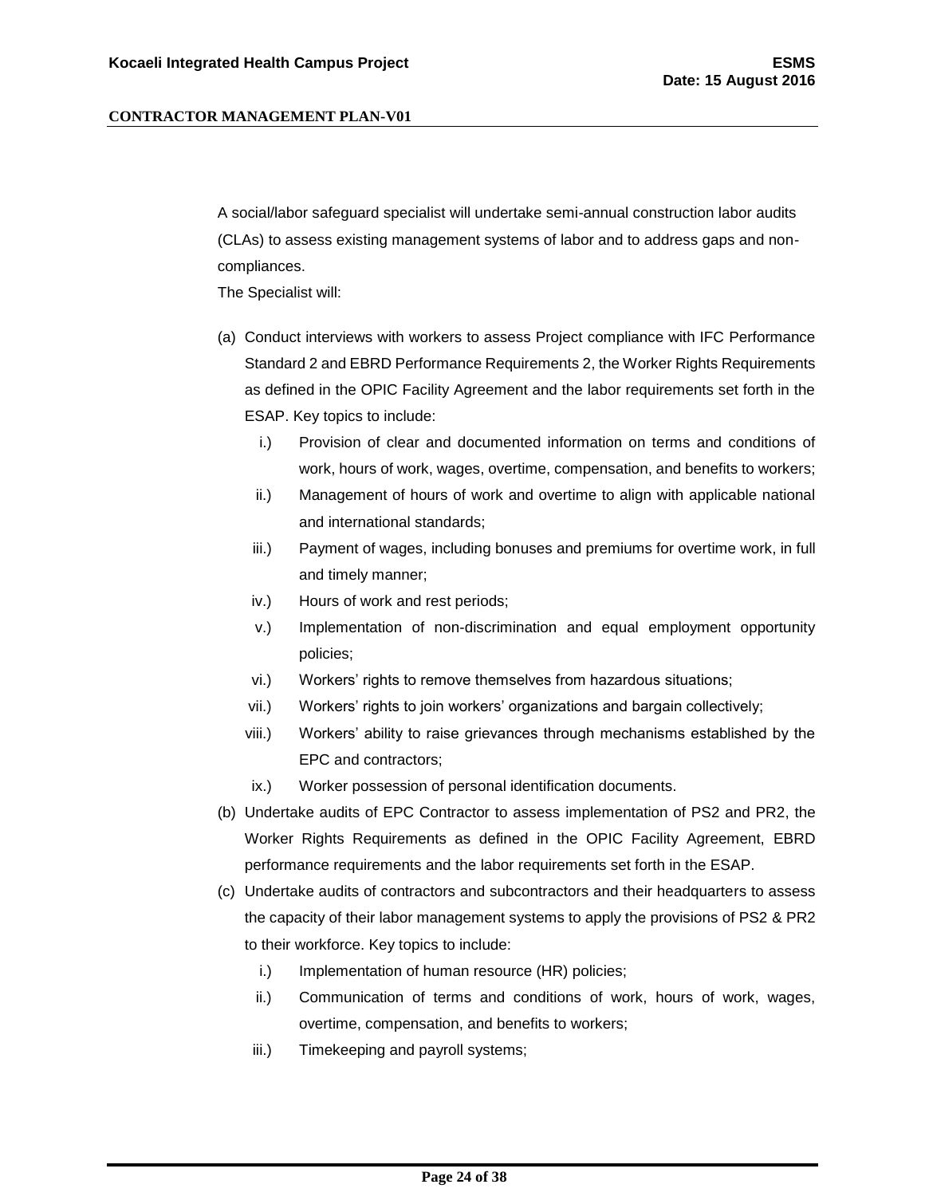A social/labor safeguard specialist will undertake semi-annual construction labor audits (CLAs) to assess existing management systems of labor and to address gaps and non-compliances.

The Specialist will:

(a) Conduct interviews with workers to assess Project compliance with IFC Performance Standard 2 and EBRD Performance Requirements 2, the Worker Rights Requirements as defined in the OPIC Facility Agreement and the labor requirements set forth in the ESAP. Key topics to include:

   i.) Provision of clear and documented information on terms and conditions of work, hours of work, wages, overtime, compensation, and benefits to workers;
   
   ii.) Management of hours of work and overtime to align with applicable national and international standards;
   
   iii.) Payment of wages, including bonuses and premiums for overtime work, in full and timely manner;
   
   iv.) Hours of work and rest periods;
   
   v.) Implementation of non-discrimination and equal employment opportunity policies;
   
   vi.) Workers' rights to remove themselves from hazardous situations;
   
   vii.) Workers' rights to join workers' organizations and bargain collectively;
   
   viii.) Workers' ability to raise grievances through mechanisms established by the EPC and contractors;
   
   ix.) Worker possession of personal identification documents.

(b) Undertake audits of EPC Contractor to assess implementation of PS2 and PR2, the Worker Rights Requirements as defined in the OPIC Facility Agreement, EBRD performance requirements and the labor requirements set forth in the ESAP.

(c) Undertake audits of contractors and subcontractors and their headquarters to assess the capacity of their labor management systems to apply the provisions of PS2 & PR2 to their workforce. Key topics to include:

   i.) Implementation of human resource (HR) policies;
   
   ii.) Communication of terms and conditions of work, hours of work, wages, overtime, compensation, and benefits to workers;
   
   iii.) Timekeeping and payroll systems;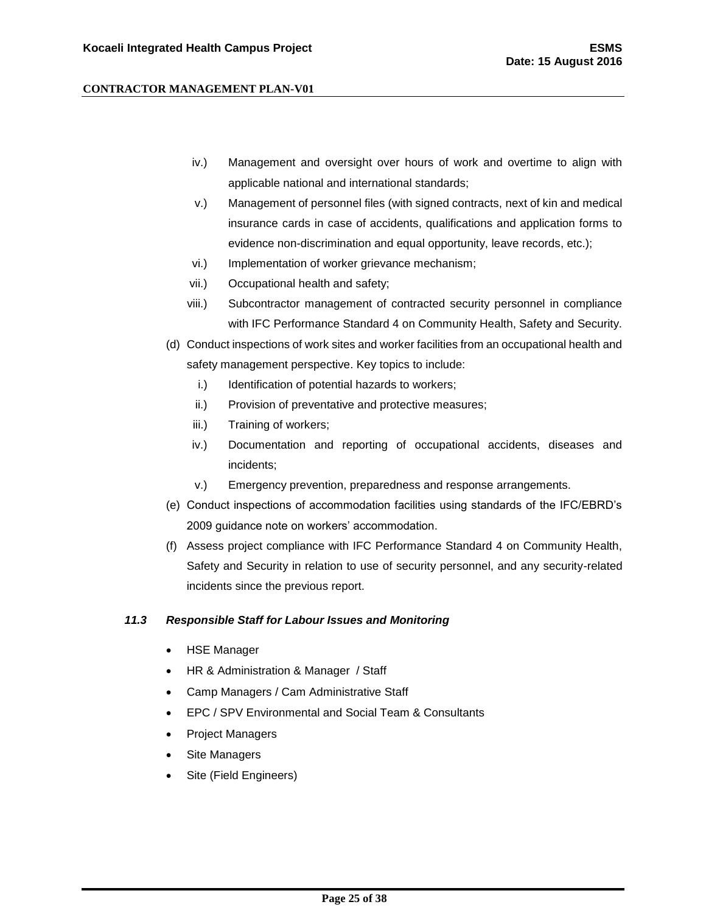iv.) Management and oversight over hours of work and overtime to align with applicable national and international standards;

v.) Management of personnel files (with signed contracts, next of kin and medical insurance cards in case of accidents, qualifications and application forms to evidence non-discrimination and equal opportunity, leave records, etc.);

vi.) Implementation of worker grievance mechanism;

vii.) Occupational health and safety;

viii.) Subcontractor management of contracted security personnel in compliance with IFC Performance Standard 4 on Community Health, Safety and Security.

(d) Conduct inspections of work sites and worker facilities from an occupational health and safety management perspective. Key topics to include:

i.) Identification of potential hazards to workers;

ii.) Provision of preventative and protective measures;

iii.) Training of workers;

iv.) Documentation and reporting of occupational accidents, diseases and incidents;

v.) Emergency prevention, preparedness and response arrangements.

(e) Conduct inspections of accommodation facilities using standards of the IFC/EBRD's 2009 guidance note on workers' accommodation.

(f) Assess project compliance with IFC Performance Standard 4 on Community Health, Safety and Security in relation to use of security personnel, and any security-related incidents since the previous report.

### *11.3 Responsible Staff for Labour Issues and Monitoring*

- HSE Manager
- HR & Administration & Manager / Staff
- Camp Managers / Cam Administrative Staff
- EPC / SPV Environmental and Social Team & Consultants
- Project Managers
- Site Managers
- Site (Field Engineers)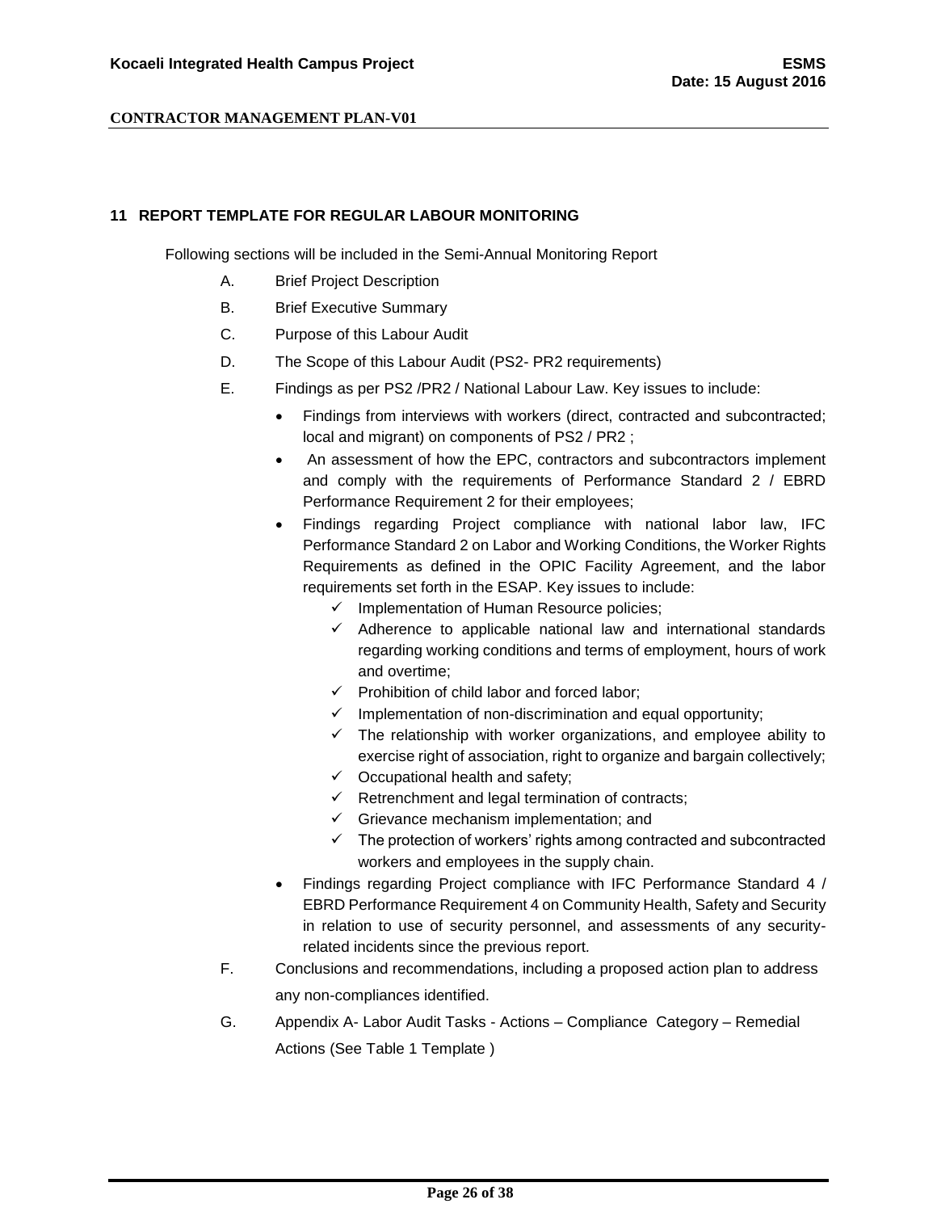## 11 REPORT TEMPLATE FOR REGULAR LABOUR MONITORING

Following sections will be included in the Semi-Annual Monitoring Report

A. Brief Project Description

B. Brief Executive Summary

C. Purpose of this Labour Audit

D. The Scope of this Labour Audit (PS2- PR2 requirements)

E. Findings as per PS2 /PR2 / National Labour Law. Key issues to include:

- Findings from interviews with workers (direct, contracted and subcontracted; local and migrant) on components of PS2 / PR2 ;
- An assessment of how the EPC, contractors and subcontractors implement and comply with the requirements of Performance Standard 2 / EBRD Performance Requirement 2 for their employees;
- Findings regarding Project compliance with national labor law, IFC Performance Standard 2 on Labor and Working Conditions, the Worker Rights Requirements as defined in the OPIC Facility Agreement, and the labor requirements set forth in the ESAP. Key issues to include:
  - ✓ Implementation of Human Resource policies;
  - ✓ Adherence to applicable national law and international standards regarding working conditions and terms of employment, hours of work and overtime;
  - ✓ Prohibition of child labor and forced labor;
  - ✓ Implementation of non-discrimination and equal opportunity;
  - ✓ The relationship with worker organizations, and employee ability to exercise right of association, right to organize and bargain collectively;
  - ✓ Occupational health and safety;
  - ✓ Retrenchment and legal termination of contracts;
  - ✓ Grievance mechanism implementation; and
  - ✓ The protection of workers' rights among contracted and subcontracted workers and employees in the supply chain.
- Findings regarding Project compliance with IFC Performance Standard 4 / EBRD Performance Requirement 4 on Community Health, Safety and Security in relation to use of security personnel, and assessments of any security-related incidents since the previous report.

F. Conclusions and recommendations, including a proposed action plan to address any non-compliances identified.

G. Appendix A- Labor Audit Tasks - Actions – Compliance Category – Remedial Actions (See Table 1 Template )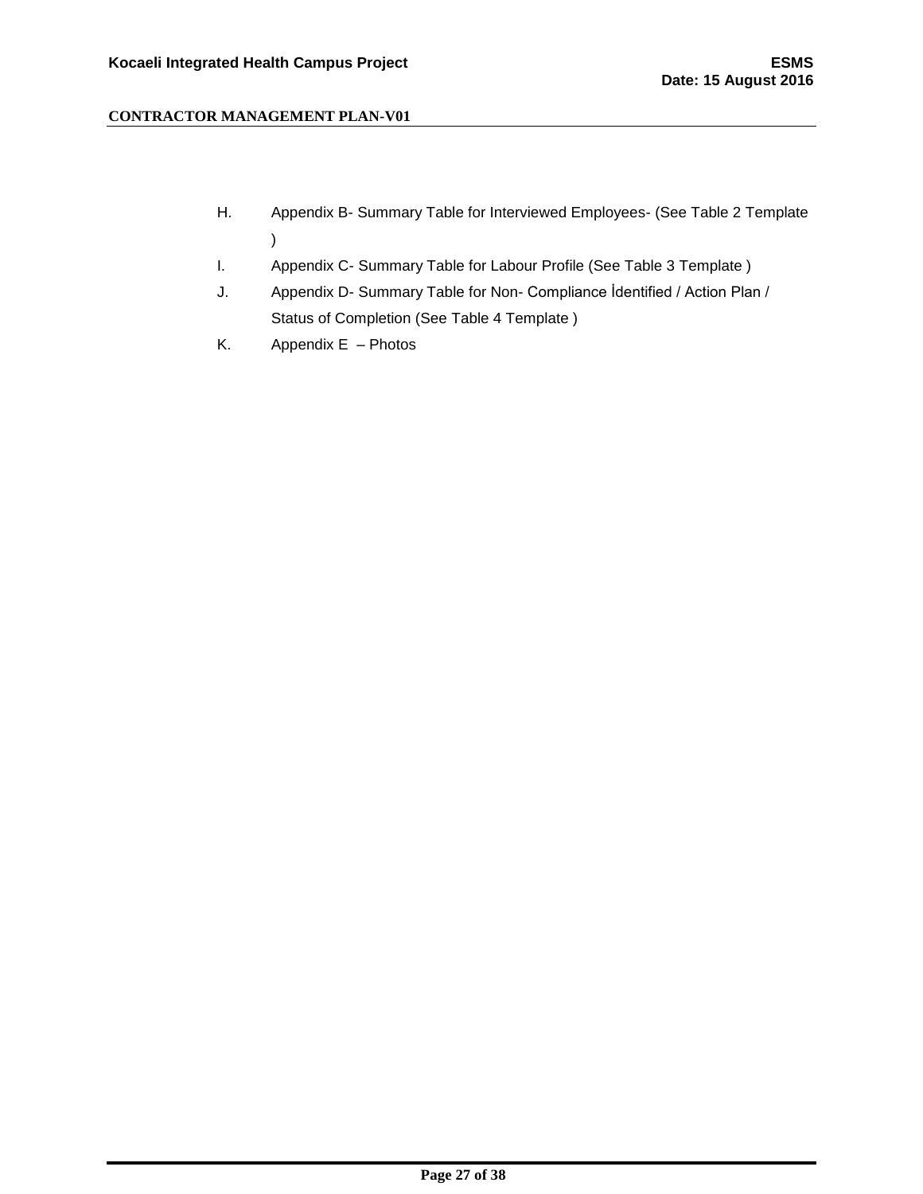H. Appendix B- Summary Table for Interviewed Employees- (See Table 2 Template )

I. Appendix C- Summary Table for Labour Profile (See Table 3 Template )

J. Appendix D- Summary Table for Non- Compliance İdentified / Action Plan / Status of Completion (See Table 4 Template )

K. Appendix E – Photos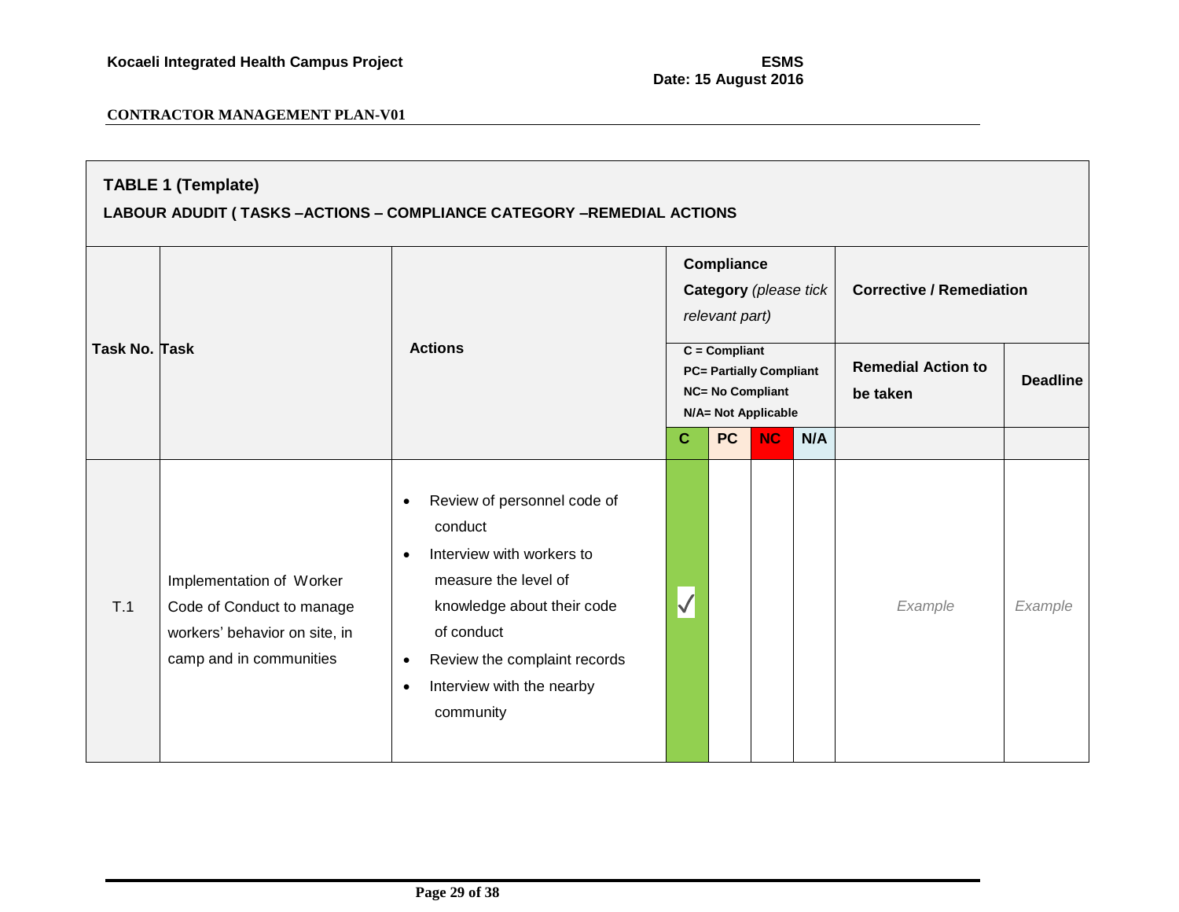**CONTRACTOR MANAGEMENT PLAN-V01**

**TABLE 1 (Template)**

**LABOUR ADUDIT ( TASKS –ACTIONS – COMPLIANCE CATEGORY –REMEDIAL ACTIONS**

| Task No. | Task | Actions | **Compliance Category** *(please tick relevant part)* C = Compliant, PC= Partially Compliant, NC= No Compliant, N/A= Not Applicable | | | | **Corrective / Remediation** | |
|---|---|---|---|---|---|---|---|---|
| | | | C | PC | NC | N/A | Remedial Action to be taken | Deadline |
| T.1 | Implementation of Worker Code of Conduct to manage workers' behavior on site, in camp and in communities | • Review of personnel code of conduct<br>• Interview with workers to measure the level of knowledge about their code of conduct<br>• Review the complaint records<br>• Interview with the nearby community | √ | | | | *Example* | *Example* |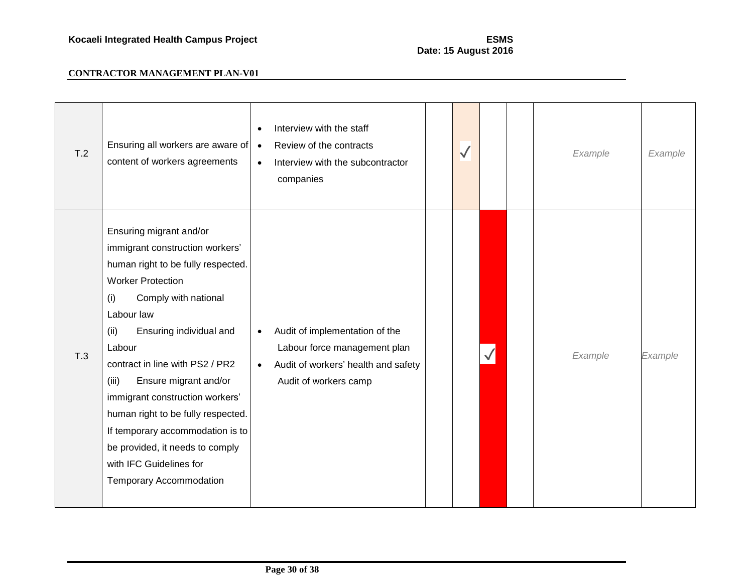| | | | | | | | | |
|---|---|---|---|---|---|---|---|---|
| T.2 | Ensuring all workers are aware of content of workers agreements | • Interview with the staff<br>• Review of the contracts<br>• Interview with the subcontractor companies | | √ | | | *Example* | *Example* |
| T.3 | Ensuring migrant and/or immigrant construction workers' human right to be fully respected.<br>Worker Protection<br>(i) Comply with national Labour law<br>(ii) Ensuring individual and Labour contract in line with PS2 / PR2<br>(iii) Ensure migrant and/or immigrant construction workers' human right to be fully respected.<br>If temporary accommodation is to be provided, it needs to comply with IFC Guidelines for Temporary Accommodation | • Audit of implementation of the Labour force management plan<br>• Audit of workers' health and safety Audit of workers camp | | | √ | | *Example* | *Example* |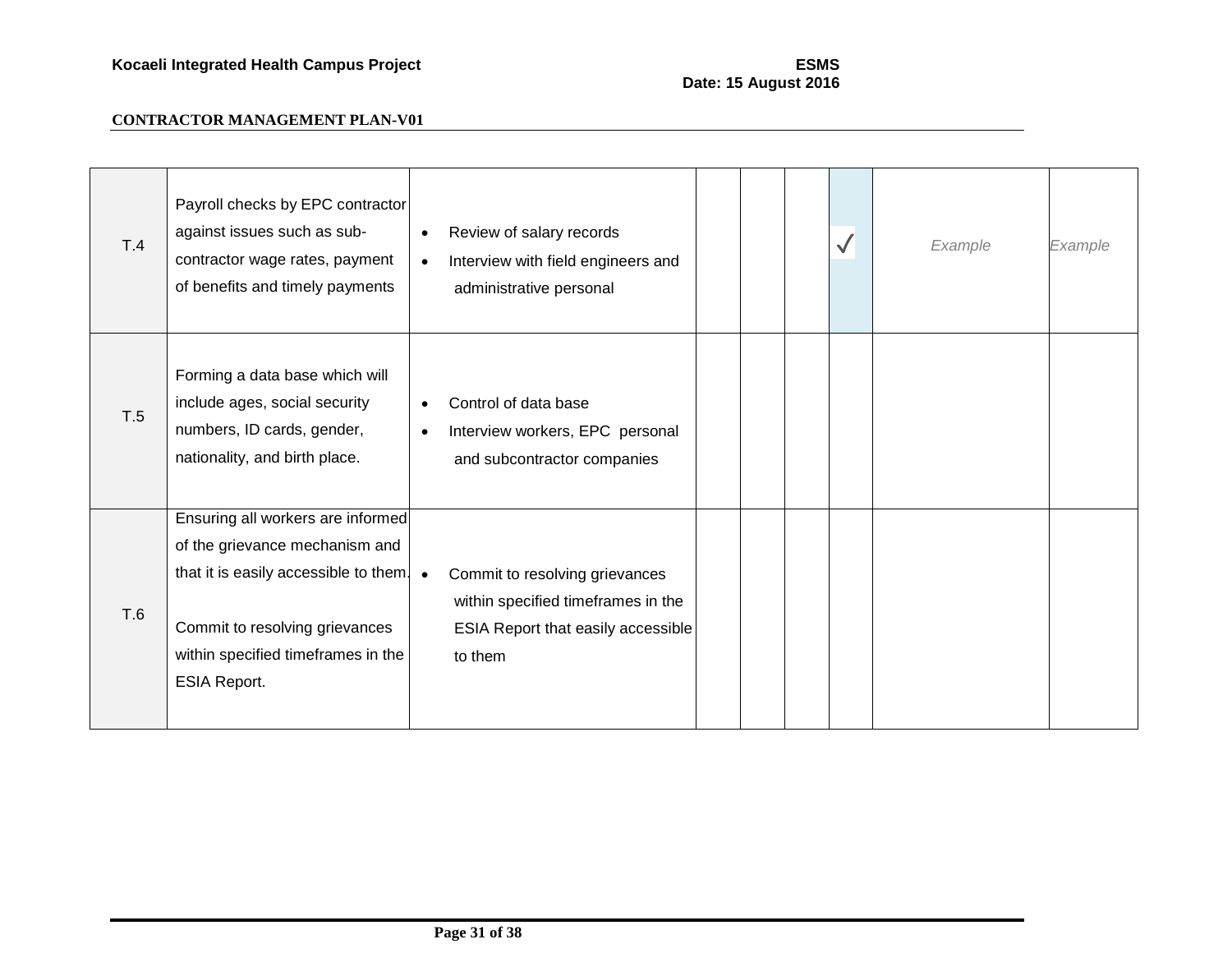| | | | | | | | | |
|---|---|---|---|---|---|---|---|---|
| T.4 | Payroll checks by EPC contractor against issues such as sub-contractor wage rates, payment of benefits and timely payments | • Review of salary records<br>• Interview with field engineers and administrative personal | | | | √ | *Example* | *Example* |
| T.5 | Forming a data base which will include ages, social security numbers, ID cards, gender, nationality, and birth place. | • Control of data base<br>• Interview workers, EPC personal and subcontractor companies | | | | | | |
| T.6 | Ensuring all workers are informed of the grievance mechanism and that it is easily accessible to them.<br><br>Commit to resolving grievances within specified timeframes in the ESIA Report. | • Commit to resolving grievances within specified timeframes in the ESIA Report that easily accessible to them | | | | | | |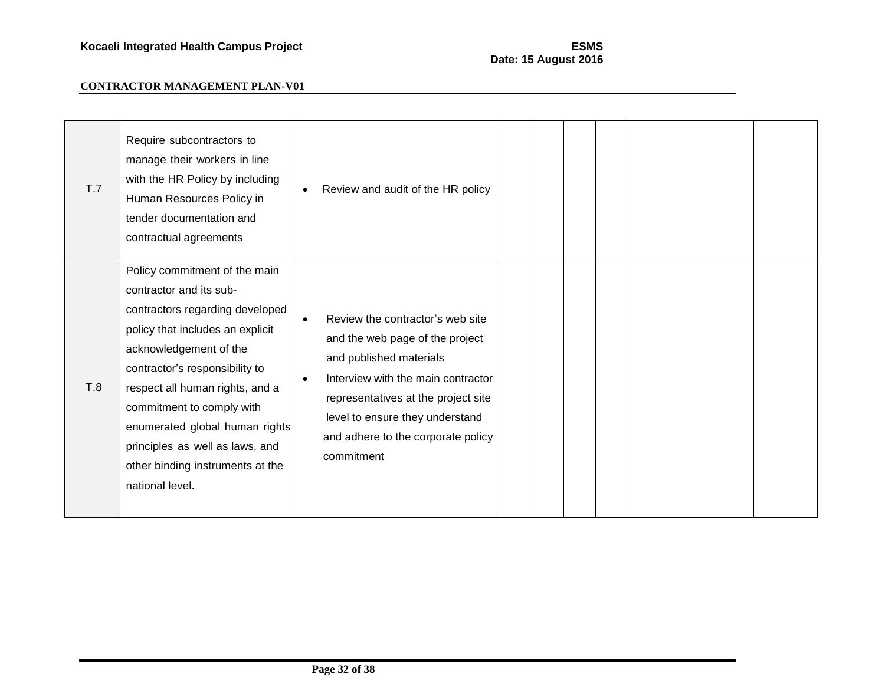**CONTRACTOR MANAGEMENT PLAN-V01**

| | | | | | | | | |
|---|---|---|---|---|---|---|---|---|
| T.7 | Require subcontractors to manage their workers in line with the HR Policy by including Human Resources Policy in tender documentation and contractual agreements | • Review and audit of the HR policy | | | | | | |
| T.8 | Policy commitment of the main contractor and its sub-contractors regarding developed policy that includes an explicit acknowledgement of the contractor's responsibility to respect all human rights, and a commitment to comply with enumerated global human rights principles as well as laws, and other binding instruments at the national level. | • Review the contractor's web site and the web page of the project and published materials<br>• Interview with the main contractor representatives at the project site level to ensure they understand and adhere to the corporate policy commitment | | | | | | |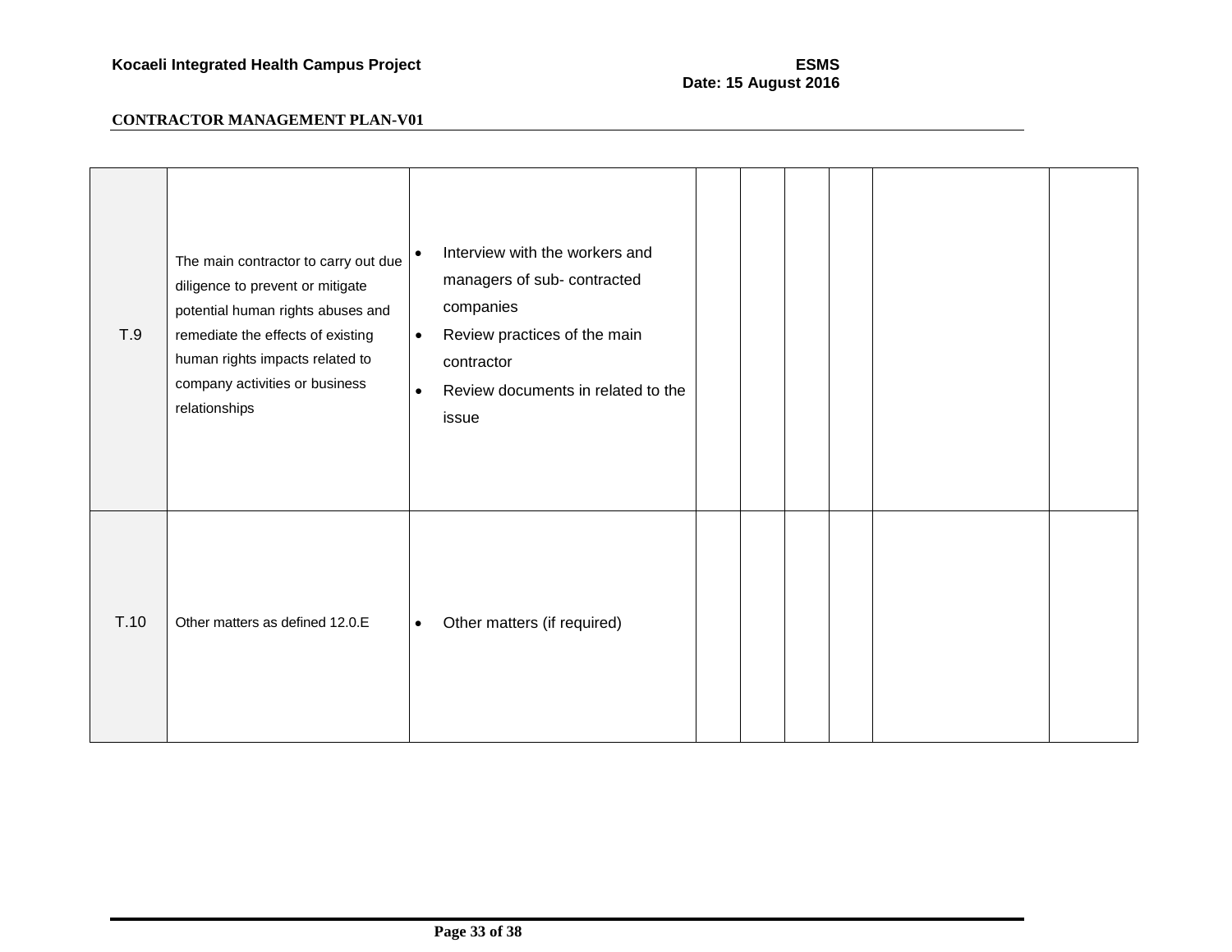| | | | | | | | | |
|---|---|---|---|---|---|---|---|---|
| T.9 | The main contractor to carry out due diligence to prevent or mitigate potential human rights abuses and remediate the effects of existing human rights impacts related to company activities or business relationships | • Interview with the workers and managers of sub- contracted companies<br>• Review practices of the main contractor<br>• Review documents in related to the issue | | | | | | |
| T.10 | Other matters as defined 12.0.E | • Other matters (if required) | | | | | | |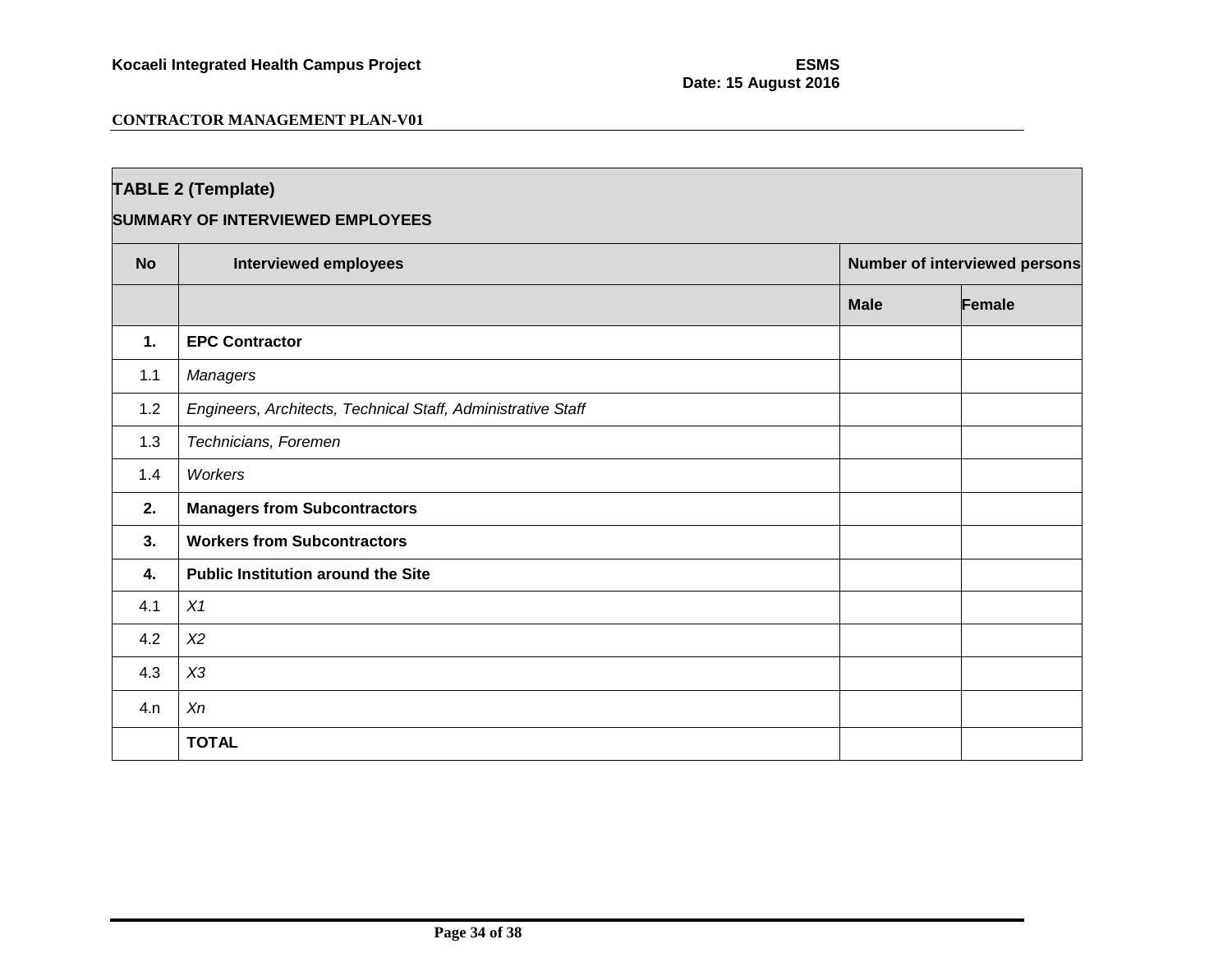**TABLE 2 (Template)**

**SUMMARY OF INTERVIEWED EMPLOYEES**

| No | Interviewed employees | Number of interviewed persons | |
|---|---|---|---|
| | | **Male** | **Female** |
| **1.** | **EPC Contractor** | | |
| 1.1 | *Managers* | | |
| 1.2 | *Engineers, Architects, Technical Staff, Administrative Staff* | | |
| 1.3 | *Technicians, Foremen* | | |
| 1.4 | *Workers* | | |
| **2.** | **Managers from Subcontractors** | | |
| **3.** | **Workers from Subcontractors** | | |
| **4.** | **Public Institution around the Site** | | |
| 4.1 | *X1* | | |
| 4.2 | *X2* | | |
| 4.3 | *X3* | | |
| 4.n | *Xn* | | |
| | **TOTAL** | | |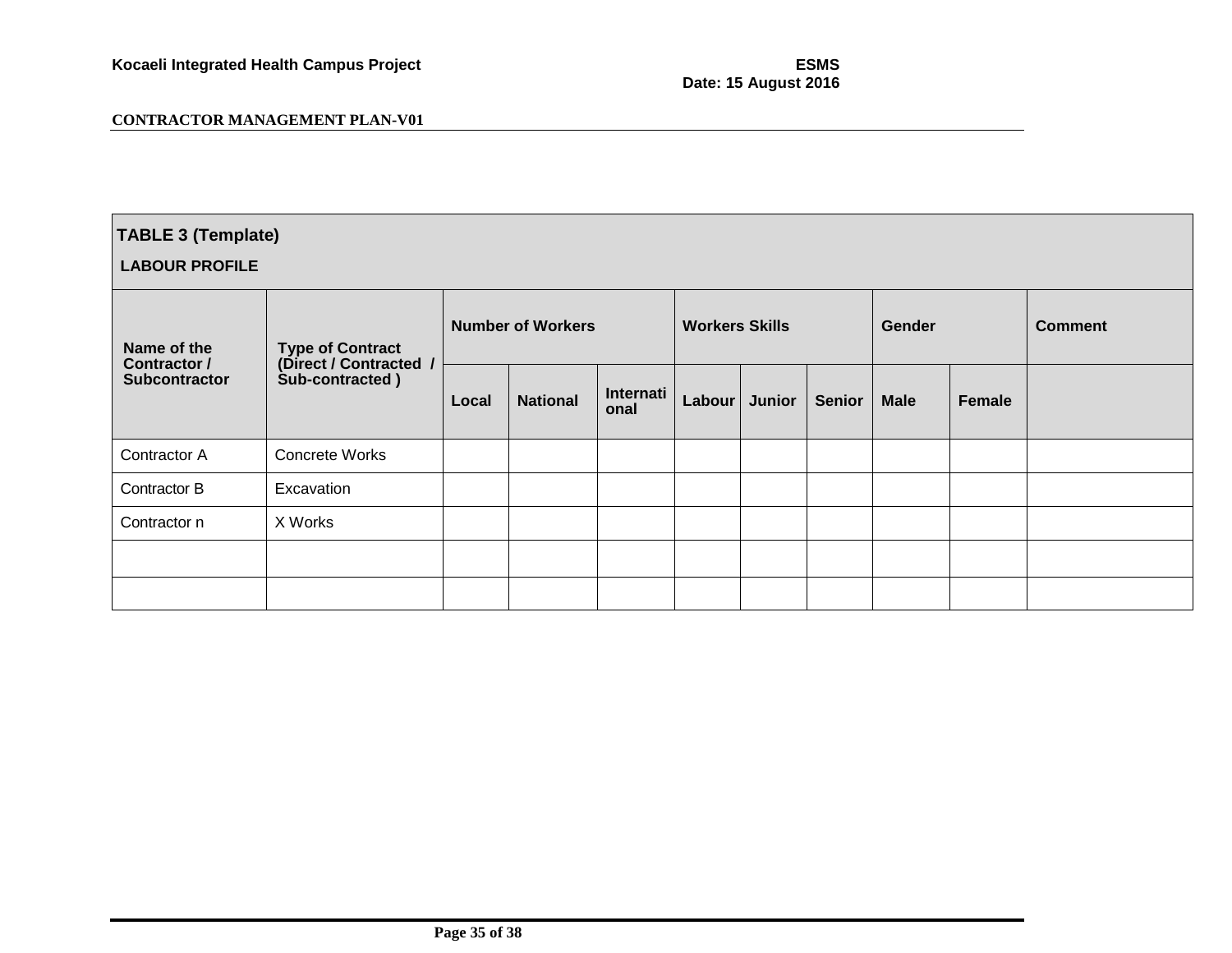**TABLE 3 (Template)**

**LABOUR PROFILE**

| Name of the Contractor / Subcontractor | Type of Contract (Direct / Contracted / Sub-contracted ) | Number of Workers | | | Workers Skills | | | Gender | | Comment |
|---|---|---|---|---|---|---|---|---|---|---|
| | | Local | National | International | Labour | Junior | Senior | Male | Female | |
| Contractor A | Concrete Works | | | | | | | | | |
| Contractor B | Excavation | | | | | | | | | |
| Contractor n | X Works | | | | | | | | | |
| | | | | | | | | | | |
| | | | | | | | | | | |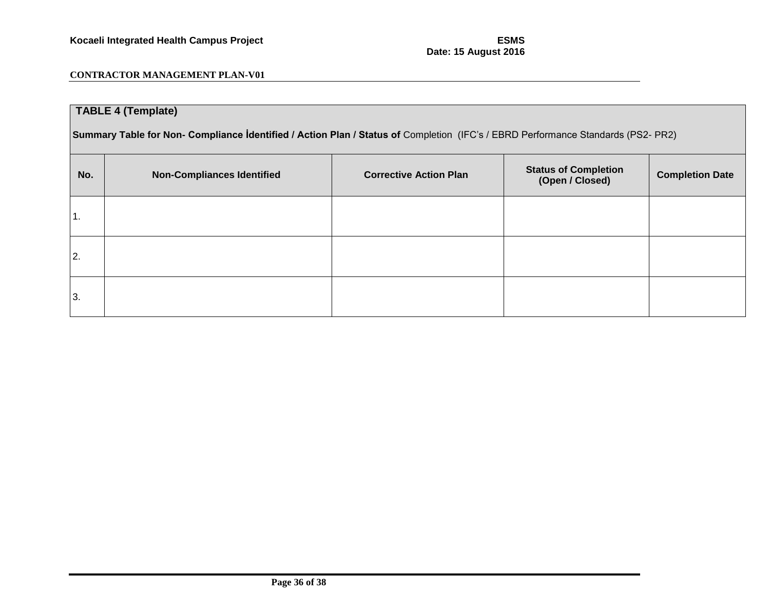**TABLE 4 (Template)**

**Summary Table for Non- Compliance İdentified / Action Plan / Status of** Completion (IFC's / EBRD Performance Standards (PS2- PR2)

| No. | Non-Compliances Identified | Corrective Action Plan | Status of Completion (Open / Closed) | Completion Date |
|---|---|---|---|---|
| 1. | | | | |
| 2. | | | | |
| 3. | | | | |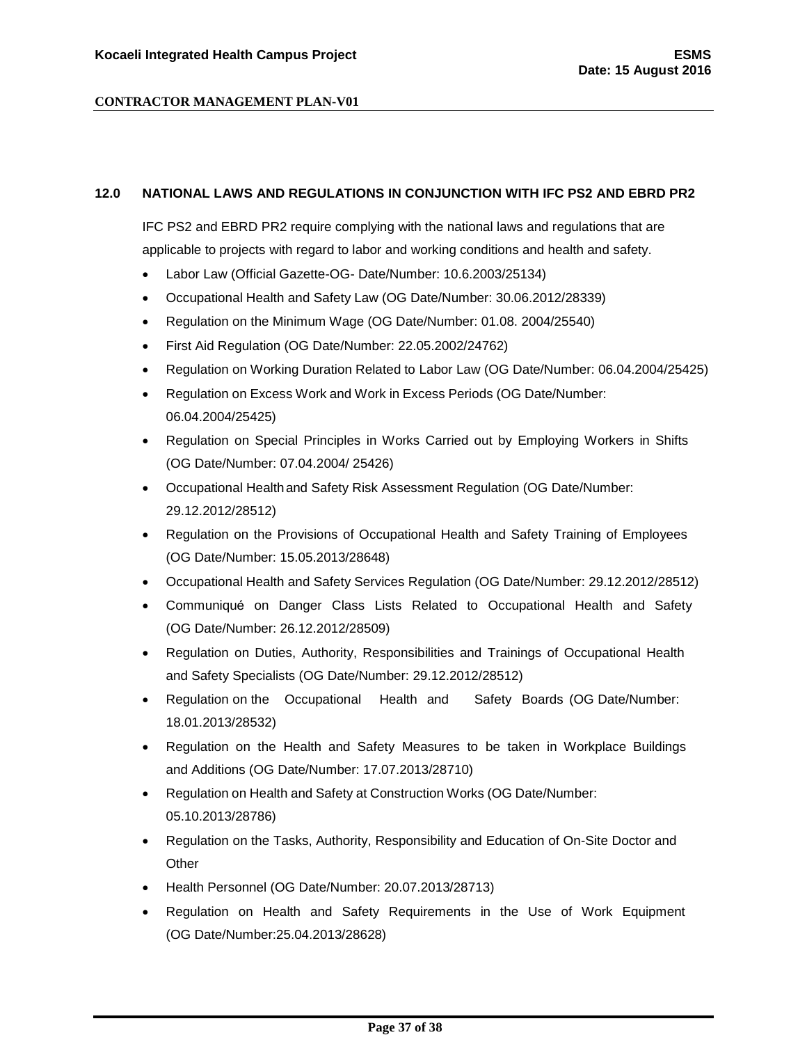## 12.0 NATIONAL LAWS AND REGULATIONS IN CONJUNCTION WITH IFC PS2 AND EBRD PR2

IFC PS2 and EBRD PR2 require complying with the national laws and regulations that are applicable to projects with regard to labor and working conditions and health and safety.

- Labor Law (Official Gazette-OG- Date/Number: 10.6.2003/25134)
- Occupational Health and Safety Law (OG Date/Number: 30.06.2012/28339)
- Regulation on the Minimum Wage (OG Date/Number: 01.08. 2004/25540)
- First Aid Regulation (OG Date/Number: 22.05.2002/24762)
- Regulation on Working Duration Related to Labor Law (OG Date/Number: 06.04.2004/25425)
- Regulation on Excess Work and Work in Excess Periods (OG Date/Number: 06.04.2004/25425)
- Regulation on Special Principles in Works Carried out by Employing Workers in Shifts (OG Date/Number: 07.04.2004/ 25426)
- Occupational Health and Safety Risk Assessment Regulation (OG Date/Number: 29.12.2012/28512)
- Regulation on the Provisions of Occupational Health and Safety Training of Employees (OG Date/Number: 15.05.2013/28648)
- Occupational Health and Safety Services Regulation (OG Date/Number: 29.12.2012/28512)
- Communiqué on Danger Class Lists Related to Occupational Health and Safety (OG Date/Number: 26.12.2012/28509)
- Regulation on Duties, Authority, Responsibilities and Trainings of Occupational Health and Safety Specialists (OG Date/Number: 29.12.2012/28512)
- Regulation on the Occupational Health and Safety Boards (OG Date/Number: 18.01.2013/28532)
- Regulation on the Health and Safety Measures to be taken in Workplace Buildings and Additions (OG Date/Number: 17.07.2013/28710)
- Regulation on Health and Safety at Construction Works (OG Date/Number: 05.10.2013/28786)
- Regulation on the Tasks, Authority, Responsibility and Education of On-Site Doctor and Other
- Health Personnel (OG Date/Number: 20.07.2013/28713)
- Regulation on Health and Safety Requirements in the Use of Work Equipment (OG Date/Number:25.04.2013/28628)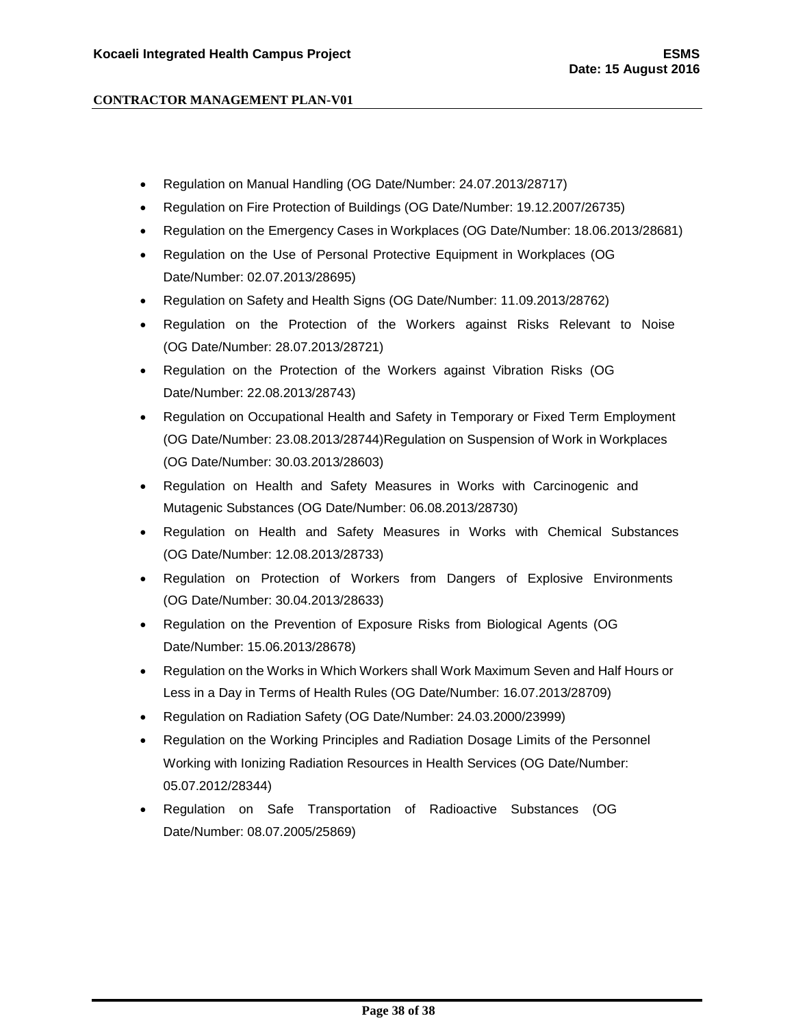- Regulation on Manual Handling (OG Date/Number: 24.07.2013/28717)
- Regulation on Fire Protection of Buildings (OG Date/Number: 19.12.2007/26735)
- Regulation on the Emergency Cases in Workplaces (OG Date/Number: 18.06.2013/28681)
- Regulation on the Use of Personal Protective Equipment in Workplaces (OG Date/Number: 02.07.2013/28695)
- Regulation on Safety and Health Signs (OG Date/Number: 11.09.2013/28762)
- Regulation on the Protection of the Workers against Risks Relevant to Noise (OG Date/Number: 28.07.2013/28721)
- Regulation on the Protection of the Workers against Vibration Risks (OG Date/Number: 22.08.2013/28743)
- Regulation on Occupational Health and Safety in Temporary or Fixed Term Employment (OG Date/Number: 23.08.2013/28744)Regulation on Suspension of Work in Workplaces (OG Date/Number: 30.03.2013/28603)
- Regulation on Health and Safety Measures in Works with Carcinogenic and Mutagenic Substances (OG Date/Number: 06.08.2013/28730)
- Regulation on Health and Safety Measures in Works with Chemical Substances (OG Date/Number: 12.08.2013/28733)
- Regulation on Protection of Workers from Dangers of Explosive Environments (OG Date/Number: 30.04.2013/28633)
- Regulation on the Prevention of Exposure Risks from Biological Agents (OG Date/Number: 15.06.2013/28678)
- Regulation on the Works in Which Workers shall Work Maximum Seven and Half Hours or Less in a Day in Terms of Health Rules (OG Date/Number: 16.07.2013/28709)
- Regulation on Radiation Safety (OG Date/Number: 24.03.2000/23999)
- Regulation on the Working Principles and Radiation Dosage Limits of the Personnel Working with Ionizing Radiation Resources in Health Services (OG Date/Number: 05.07.2012/28344)
- Regulation on Safe Transportation of Radioactive Substances (OG Date/Number: 08.07.2005/25869)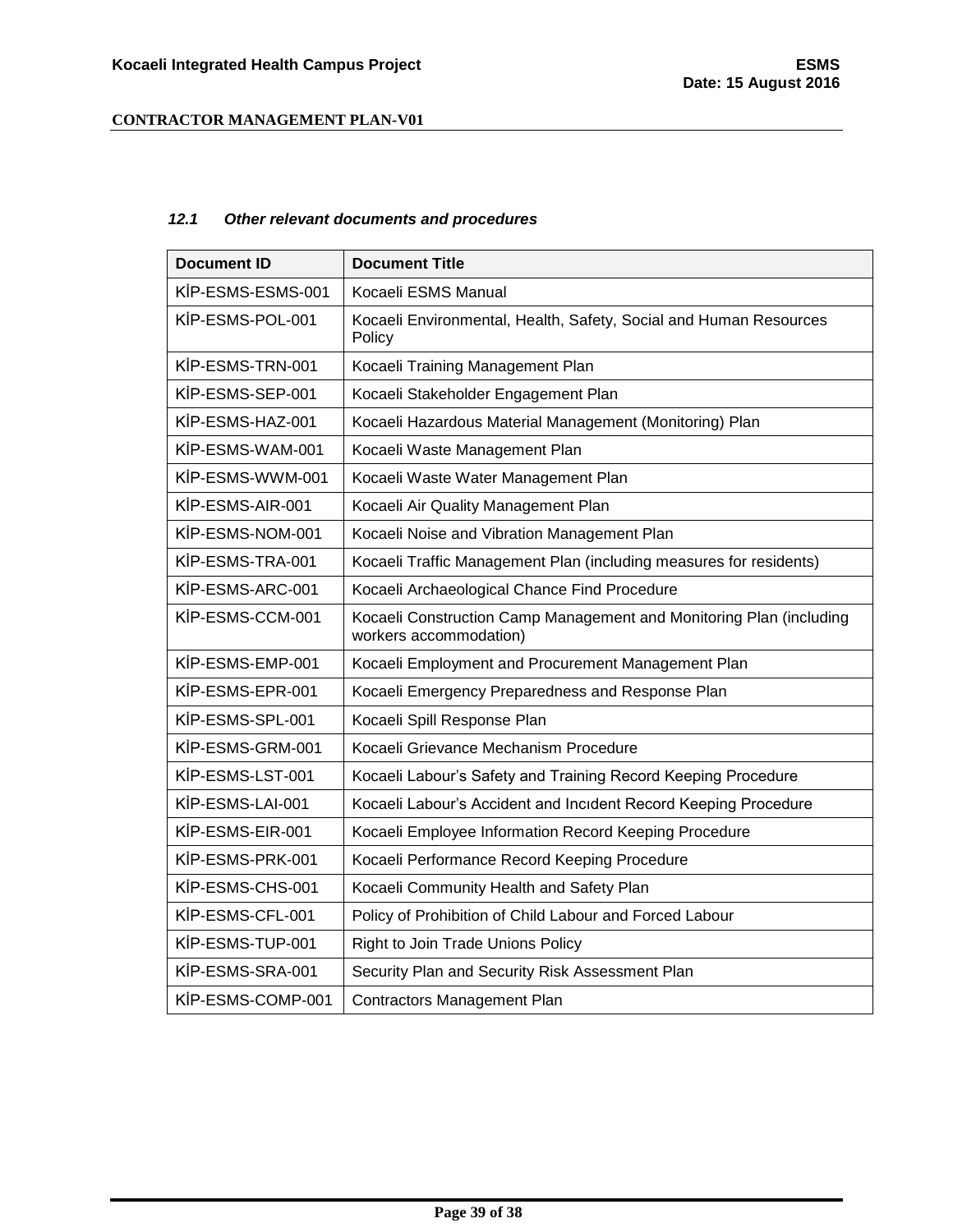### *12.1 Other relevant documents and procedures*

| Document ID | Document Title |
|---|---|
| KİP-ESMS-ESMS-001 | Kocaeli ESMS Manual |
| KİP-ESMS-POL-001 | Kocaeli Environmental, Health, Safety, Social and Human Resources Policy |
| KİP-ESMS-TRN-001 | Kocaeli Training Management Plan |
| KİP-ESMS-SEP-001 | Kocaeli Stakeholder Engagement Plan |
| KİP-ESMS-HAZ-001 | Kocaeli Hazardous Material Management (Monitoring) Plan |
| KİP-ESMS-WAM-001 | Kocaeli Waste Management Plan |
| KİP-ESMS-WWM-001 | Kocaeli Waste Water Management Plan |
| KİP-ESMS-AIR-001 | Kocaeli Air Quality Management Plan |
| KİP-ESMS-NOM-001 | Kocaeli Noise and Vibration Management Plan |
| KİP-ESMS-TRA-001 | Kocaeli Traffic Management Plan (including measures for residents) |
| KİP-ESMS-ARC-001 | Kocaeli Archaeological Chance Find Procedure |
| KİP-ESMS-CCM-001 | Kocaeli Construction Camp Management and Monitoring Plan (including workers accommodation) |
| KİP-ESMS-EMP-001 | Kocaeli Employment and Procurement Management Plan |
| KİP-ESMS-EPR-001 | Kocaeli Emergency Preparedness and Response Plan |
| KİP-ESMS-SPL-001 | Kocaeli Spill Response Plan |
| KİP-ESMS-GRM-001 | Kocaeli Grievance Mechanism Procedure |
| KİP-ESMS-LST-001 | Kocaeli Labour’s Safety and Training Record Keeping Procedure |
| KİP-ESMS-LAI-001 | Kocaeli Labour’s Accident and Incıdent Record Keeping Procedure |
| KİP-ESMS-EIR-001 | Kocaeli Employee Information Record Keeping Procedure |
| KİP-ESMS-PRK-001 | Kocaeli Performance Record Keeping Procedure |
| KİP-ESMS-CHS-001 | Kocaeli Community Health and Safety Plan |
| KİP-ESMS-CFL-001 | Policy of Prohibition of Child Labour and Forced Labour |
| KİP-ESMS-TUP-001 | Right to Join Trade Unions Policy |
| KİP-ESMS-SRA-001 | Security Plan and Security Risk Assessment Plan |
| KİP-ESMS-COMP-001 | Contractors Management Plan |